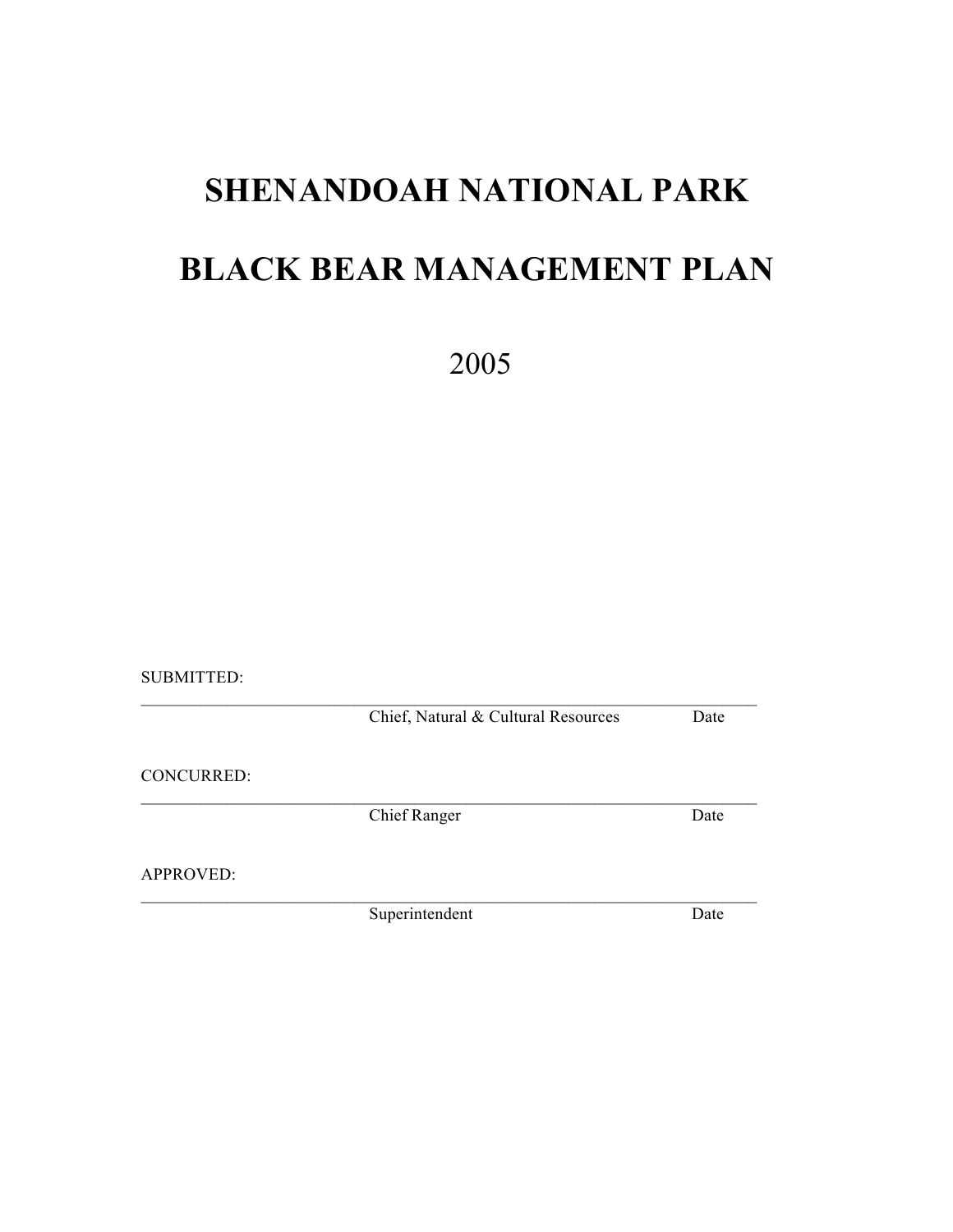# SHENANDOAH NATIONAL PARK

# BLACK BEAR MANAGEMENT PLAN

2005

SUBMITTED:

_______________________________________________________________

Chief, Natural & Cultural Resources Date

CONCURRED:

_______________________________________________________________

Chief Ranger Date

APPROVED:

_______________________________________________________________

Superintendent Date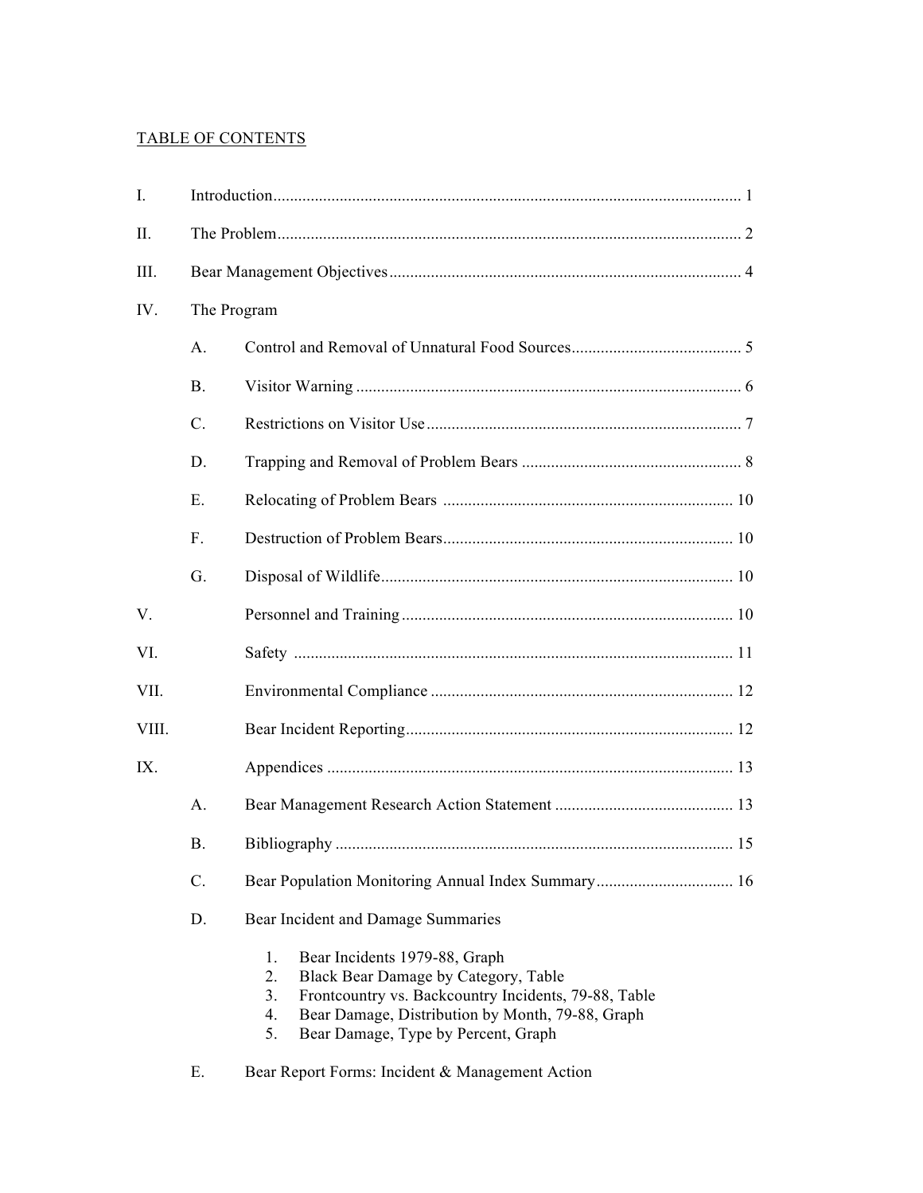TABLE OF CONTENTS

I. Introduction ........................................................ 1

II. The Problem ........................................................ 2

III. Bear Management Objectives ........................................................ 4

IV. The Program

- A. Control and Removal of Unnatural Food Sources ........................................................ 5
- B. Visitor Warning ........................................................ 6
- C. Restrictions on Visitor Use ........................................................ 7
- D. Trapping and Removal of Problem Bears ........................................................ 8
- E. Relocating of Problem Bears ........................................................ 10
- F. Destruction of Problem Bears ........................................................ 10
- G. Disposal of Wildlife ........................................................ 10

V. Personnel and Training ........................................................ 10

VI. Safety ........................................................ 11

VII. Environmental Compliance ........................................................ 12

VIII. Bear Incident Reporting ........................................................ 12

IX. Appendices ........................................................ 13

- A. Bear Management Research Action Statement ........................................................ 13
- B. Bibliography ........................................................ 15
- C. Bear Population Monitoring Annual Index Summary ........................................................ 16
- D. Bear Incident and Damage Summaries
  1. Bear Incidents 1979-88, Graph
  2. Black Bear Damage by Category, Table
  3. Frontcountry vs. Backcountry Incidents, 79-88, Table
  4. Bear Damage, Distribution by Month, 79-88, Graph
  5. Bear Damage, Type by Percent, Graph
- E. Bear Report Forms: Incident & Management Action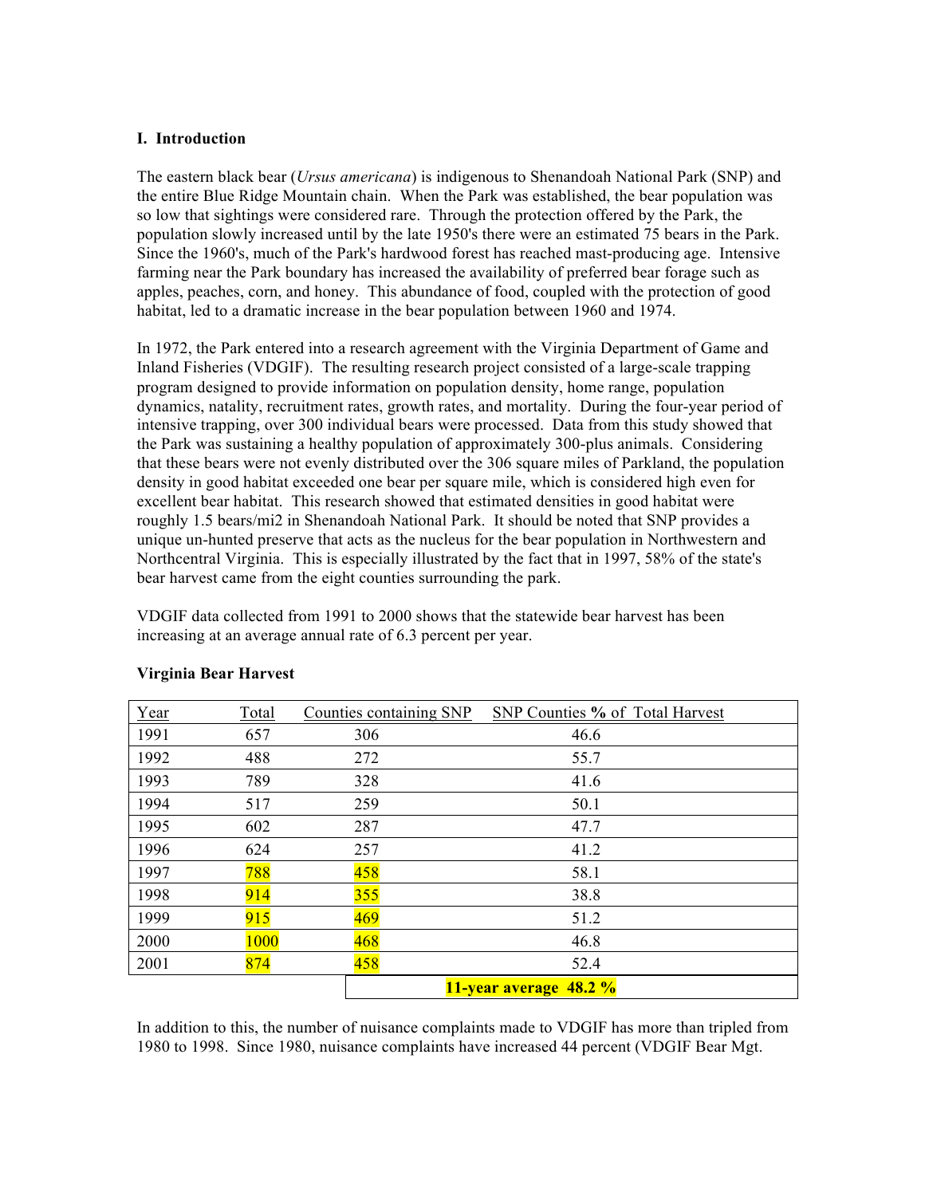## I. Introduction

The eastern black bear (*Ursus americana*) is indigenous to Shenandoah National Park (SNP) and the entire Blue Ridge Mountain chain. When the Park was established, the bear population was so low that sightings were considered rare. Through the protection offered by the Park, the population slowly increased until by the late 1950's there were an estimated 75 bears in the Park. Since the 1960's, much of the Park's hardwood forest has reached mast-producing age. Intensive farming near the Park boundary has increased the availability of preferred bear forage such as apples, peaches, corn, and honey. This abundance of food, coupled with the protection of good habitat, led to a dramatic increase in the bear population between 1960 and 1974.

In 1972, the Park entered into a research agreement with the Virginia Department of Game and Inland Fisheries (VDGIF). The resulting research project consisted of a large-scale trapping program designed to provide information on population density, home range, population dynamics, natality, recruitment rates, growth rates, and mortality. During the four-year period of intensive trapping, over 300 individual bears were processed. Data from this study showed that the Park was sustaining a healthy population of approximately 300-plus animals. Considering that these bears were not evenly distributed over the 306 square miles of Parkland, the population density in good habitat exceeded one bear per square mile, which is considered high even for excellent bear habitat. This research showed that estimated densities in good habitat were roughly 1.5 bears/mi2 in Shenandoah National Park. It should be noted that SNP provides a unique un-hunted preserve that acts as the nucleus for the bear population in Northwestern and Northcentral Virginia. This is especially illustrated by the fact that in 1997, 58% of the state's bear harvest came from the eight counties surrounding the park.

VDGIF data collected from 1991 to 2000 shows that the statewide bear harvest has been increasing at an average annual rate of 6.3 percent per year.

**Virginia Bear Harvest**

| Year | Total | Counties containing SNP | SNP Counties **%** of Total Harvest |
|---|---|---|---|
| 1991 | 657 | 306 | 46.6 |
| 1992 | 488 | 272 | 55.7 |
| 1993 | 789 | 328 | 41.6 |
| 1994 | 517 | 259 | 50.1 |
| 1995 | 602 | 287 | 47.7 |
| 1996 | 624 | 257 | 41.2 |
| 1997 | 788 | 458 | 58.1 |
| 1998 | 914 | 355 | 38.8 |
| 1999 | 915 | 469 | 51.2 |
| 2000 | 1000 | 468 | 46.8 |
| 2001 | 874 | 458 | 52.4 |
| | | **11-year average 48.2 %** | |

In addition to this, the number of nuisance complaints made to VDGIF has more than tripled from 1980 to 1998. Since 1980, nuisance complaints have increased 44 percent (VDGIF Bear Mgt.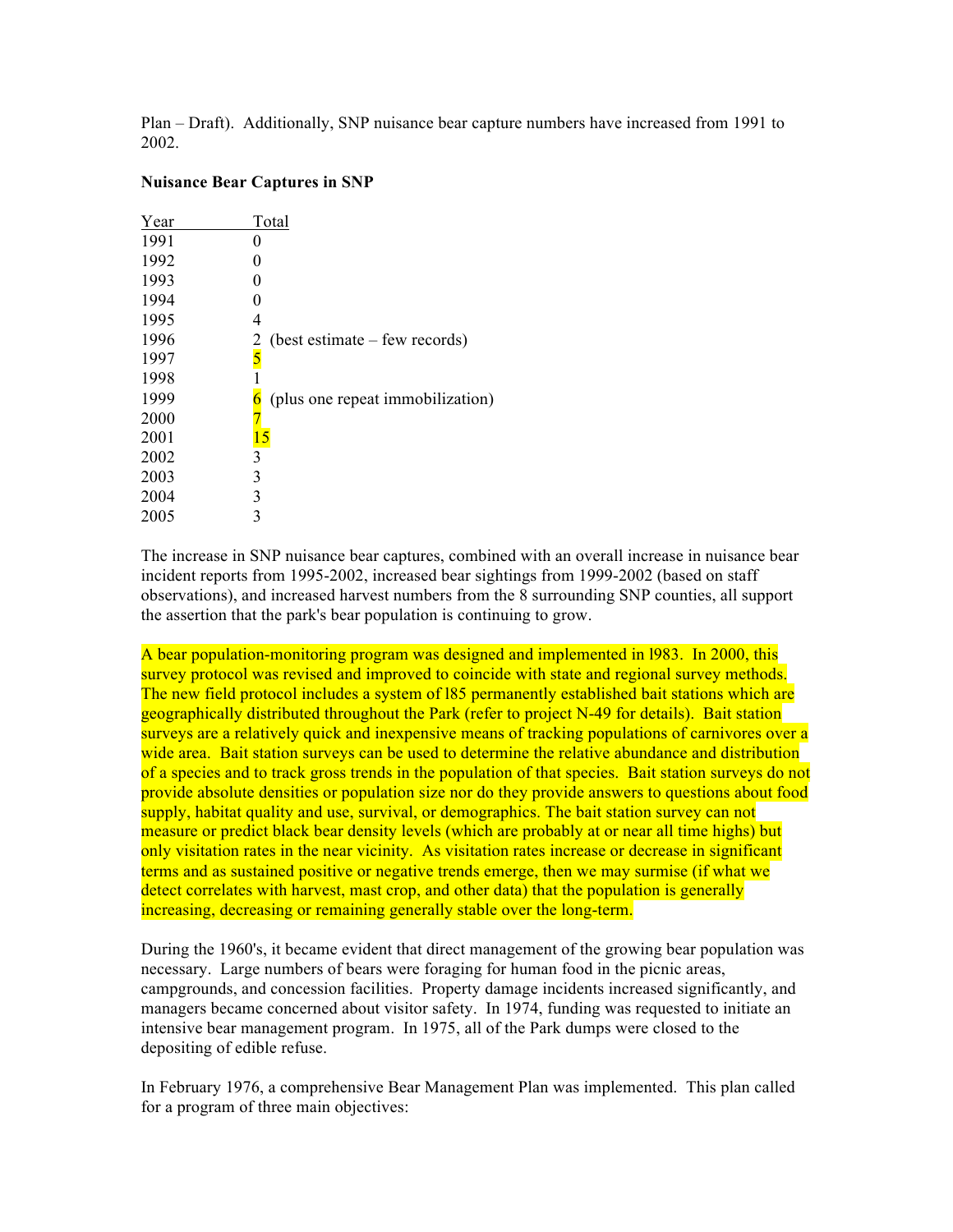Plan – Draft). Additionally, SNP nuisance bear capture numbers have increased from 1991 to 2002.

**Nuisance Bear Captures in SNP**

| Year | Total |
|---|---|
| 1991 | 0 |
| 1992 | 0 |
| 1993 | 0 |
| 1994 | 0 |
| 1995 | 4 |
| 1996 | 2 (best estimate – few records) |
| 1997 | 5 |
| 1998 | 1 |
| 1999 | 6 (plus one repeat immobilization) |
| 2000 | 7 |
| 2001 | 15 |
| 2002 | 3 |
| 2003 | 3 |
| 2004 | 3 |
| 2005 | 3 |

The increase in SNP nuisance bear captures, combined with an overall increase in nuisance bear incident reports from 1995-2002, increased bear sightings from 1999-2002 (based on staff observations), and increased harvest numbers from the 8 surrounding SNP counties, all support the assertion that the park's bear population is continuing to grow.

A bear population-monitoring program was designed and implemented in l983. In 2000, this survey protocol was revised and improved to coincide with state and regional survey methods. The new field protocol includes a system of l85 permanently established bait stations which are geographically distributed throughout the Park (refer to project N-49 for details). Bait station surveys are a relatively quick and inexpensive means of tracking populations of carnivores over a wide area. Bait station surveys can be used to determine the relative abundance and distribution of a species and to track gross trends in the population of that species. Bait station surveys do not provide absolute densities or population size nor do they provide answers to questions about food supply, habitat quality and use, survival, or demographics. The bait station survey can not measure or predict black bear density levels (which are probably at or near all time highs) but only visitation rates in the near vicinity. As visitation rates increase or decrease in significant terms and as sustained positive or negative trends emerge, then we may surmise (if what we detect correlates with harvest, mast crop, and other data) that the population is generally increasing, decreasing or remaining generally stable over the long-term.

During the 1960's, it became evident that direct management of the growing bear population was necessary. Large numbers of bears were foraging for human food in the picnic areas, campgrounds, and concession facilities. Property damage incidents increased significantly, and managers became concerned about visitor safety. In 1974, funding was requested to initiate an intensive bear management program. In 1975, all of the Park dumps were closed to the depositing of edible refuse.

In February 1976, a comprehensive Bear Management Plan was implemented. This plan called for a program of three main objectives: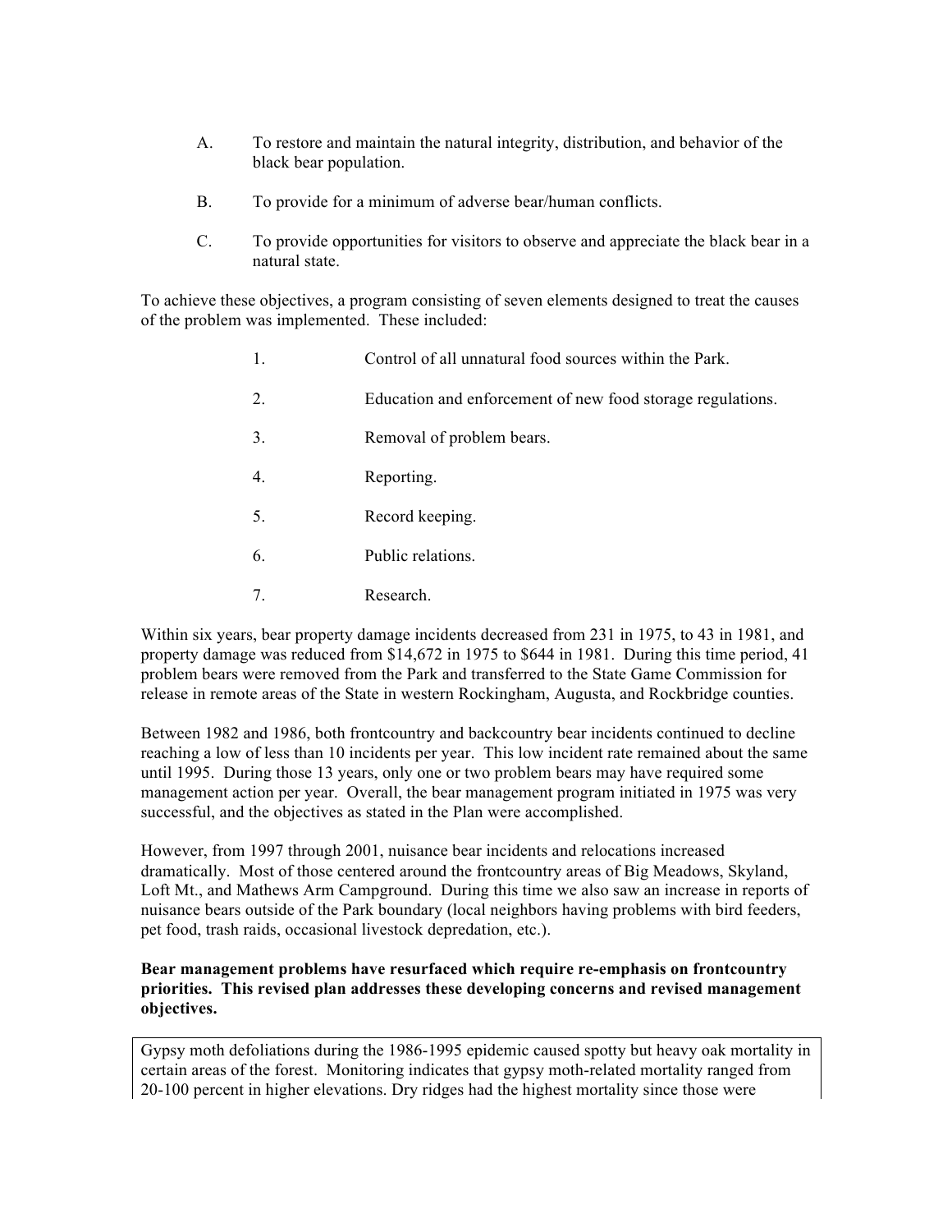A. To restore and maintain the natural integrity, distribution, and behavior of the black bear population.

B. To provide for a minimum of adverse bear/human conflicts.

C. To provide opportunities for visitors to observe and appreciate the black bear in a natural state.

To achieve these objectives, a program consisting of seven elements designed to treat the causes of the problem was implemented. These included:

1. Control of all unnatural food sources within the Park.
2. Education and enforcement of new food storage regulations.
3. Removal of problem bears.
4. Reporting.
5. Record keeping.
6. Public relations.
7. Research.

Within six years, bear property damage incidents decreased from 231 in 1975, to 43 in 1981, and property damage was reduced from $14,672 in 1975 to $644 in 1981. During this time period, 41 problem bears were removed from the Park and transferred to the State Game Commission for release in remote areas of the State in western Rockingham, Augusta, and Rockbridge counties.

Between 1982 and 1986, both frontcountry and backcountry bear incidents continued to decline reaching a low of less than 10 incidents per year. This low incident rate remained about the same until 1995. During those 13 years, only one or two problem bears may have required some management action per year. Overall, the bear management program initiated in 1975 was very successful, and the objectives as stated in the Plan were accomplished.

However, from 1997 through 2001, nuisance bear incidents and relocations increased dramatically. Most of those centered around the frontcountry areas of Big Meadows, Skyland, Loft Mt., and Mathews Arm Campground. During this time we also saw an increase in reports of nuisance bears outside of the Park boundary (local neighbors having problems with bird feeders, pet food, trash raids, occasional livestock depredation, etc.).

**Bear management problems have resurfaced which require re-emphasis on frontcountry priorities. This revised plan addresses these developing concerns and revised management objectives.**

Gypsy moth defoliations during the 1986-1995 epidemic caused spotty but heavy oak mortality in certain areas of the forest. Monitoring indicates that gypsy moth-related mortality ranged from 20-100 percent in higher elevations. Dry ridges had the highest mortality since those were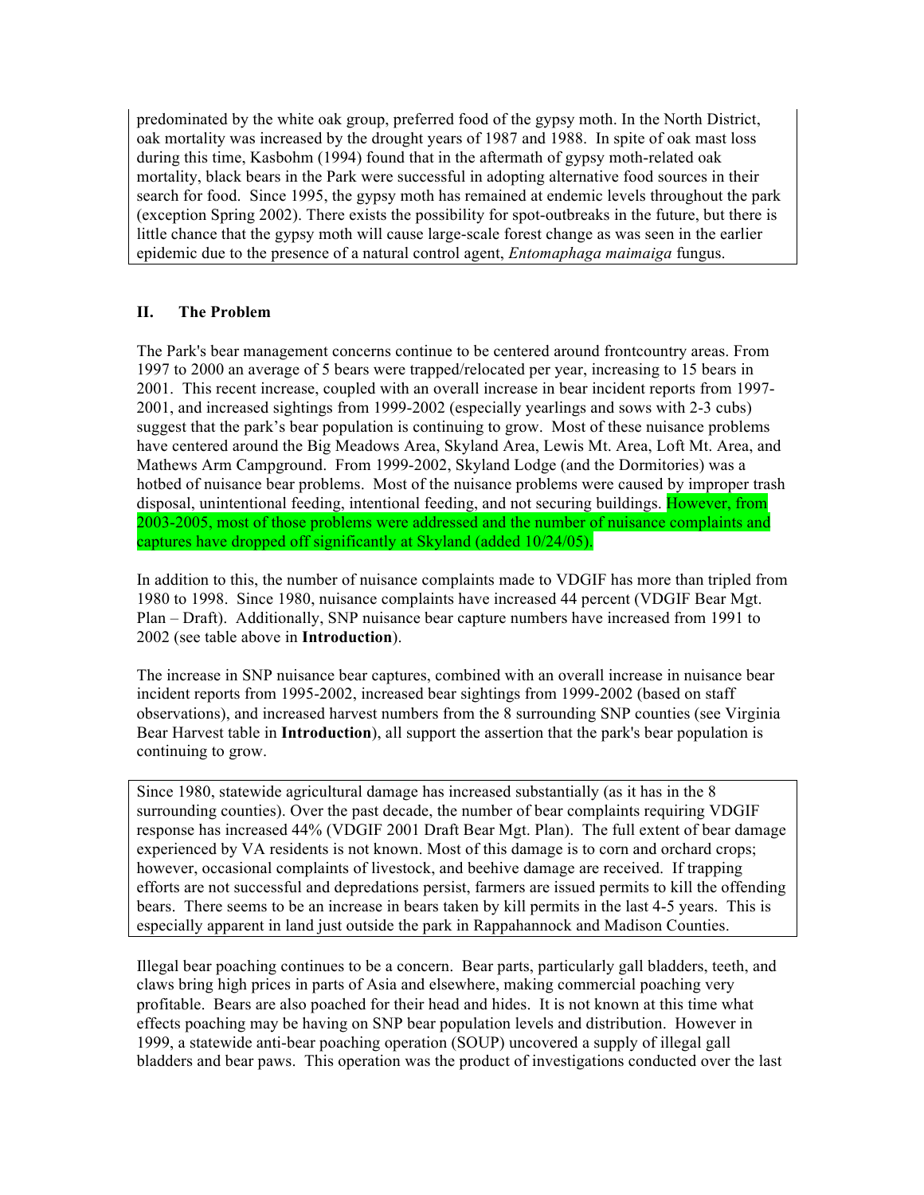predominated by the white oak group, preferred food of the gypsy moth. In the North District, oak mortality was increased by the drought years of 1987 and 1988. In spite of oak mast loss during this time, Kasbohm (1994) found that in the aftermath of gypsy moth-related oak mortality, black bears in the Park were successful in adopting alternative food sources in their search for food. Since 1995, the gypsy moth has remained at endemic levels throughout the park (exception Spring 2002). There exists the possibility for spot-outbreaks in the future, but there is little chance that the gypsy moth will cause large-scale forest change as was seen in the earlier epidemic due to the presence of a natural control agent, *Entomaphaga maimaiga* fungus.

## II. The Problem

The Park's bear management concerns continue to be centered around frontcountry areas. From 1997 to 2000 an average of 5 bears were trapped/relocated per year, increasing to 15 bears in 2001. This recent increase, coupled with an overall increase in bear incident reports from 1997-2001, and increased sightings from 1999-2002 (especially yearlings and sows with 2-3 cubs) suggest that the park's bear population is continuing to grow. Most of these nuisance problems have centered around the Big Meadows Area, Skyland Area, Lewis Mt. Area, Loft Mt. Area, and Mathews Arm Campground. From 1999-2002, Skyland Lodge (and the Dormitories) was a hotbed of nuisance bear problems. Most of the nuisance problems were caused by improper trash disposal, unintentional feeding, intentional feeding, and not securing buildings. However, from 2003-2005, most of those problems were addressed and the number of nuisance complaints and captures have dropped off significantly at Skyland (added 10/24/05).

In addition to this, the number of nuisance complaints made to VDGIF has more than tripled from 1980 to 1998. Since 1980, nuisance complaints have increased 44 percent (VDGIF Bear Mgt. Plan – Draft). Additionally, SNP nuisance bear capture numbers have increased from 1991 to 2002 (see table above in **Introduction**).

The increase in SNP nuisance bear captures, combined with an overall increase in nuisance bear incident reports from 1995-2002, increased bear sightings from 1999-2002 (based on staff observations), and increased harvest numbers from the 8 surrounding SNP counties (see Virginia Bear Harvest table in **Introduction**), all support the assertion that the park's bear population is continuing to grow.

Since 1980, statewide agricultural damage has increased substantially (as it has in the 8 surrounding counties). Over the past decade, the number of bear complaints requiring VDGIF response has increased 44% (VDGIF 2001 Draft Bear Mgt. Plan). The full extent of bear damage experienced by VA residents is not known. Most of this damage is to corn and orchard crops; however, occasional complaints of livestock, and beehive damage are received. If trapping efforts are not successful and depredations persist, farmers are issued permits to kill the offending bears. There seems to be an increase in bears taken by kill permits in the last 4-5 years. This is especially apparent in land just outside the park in Rappahannock and Madison Counties.

Illegal bear poaching continues to be a concern. Bear parts, particularly gall bladders, teeth, and claws bring high prices in parts of Asia and elsewhere, making commercial poaching very profitable. Bears are also poached for their head and hides. It is not known at this time what effects poaching may be having on SNP bear population levels and distribution. However in 1999, a statewide anti-bear poaching operation (SOUP) uncovered a supply of illegal gall bladders and bear paws. This operation was the product of investigations conducted over the last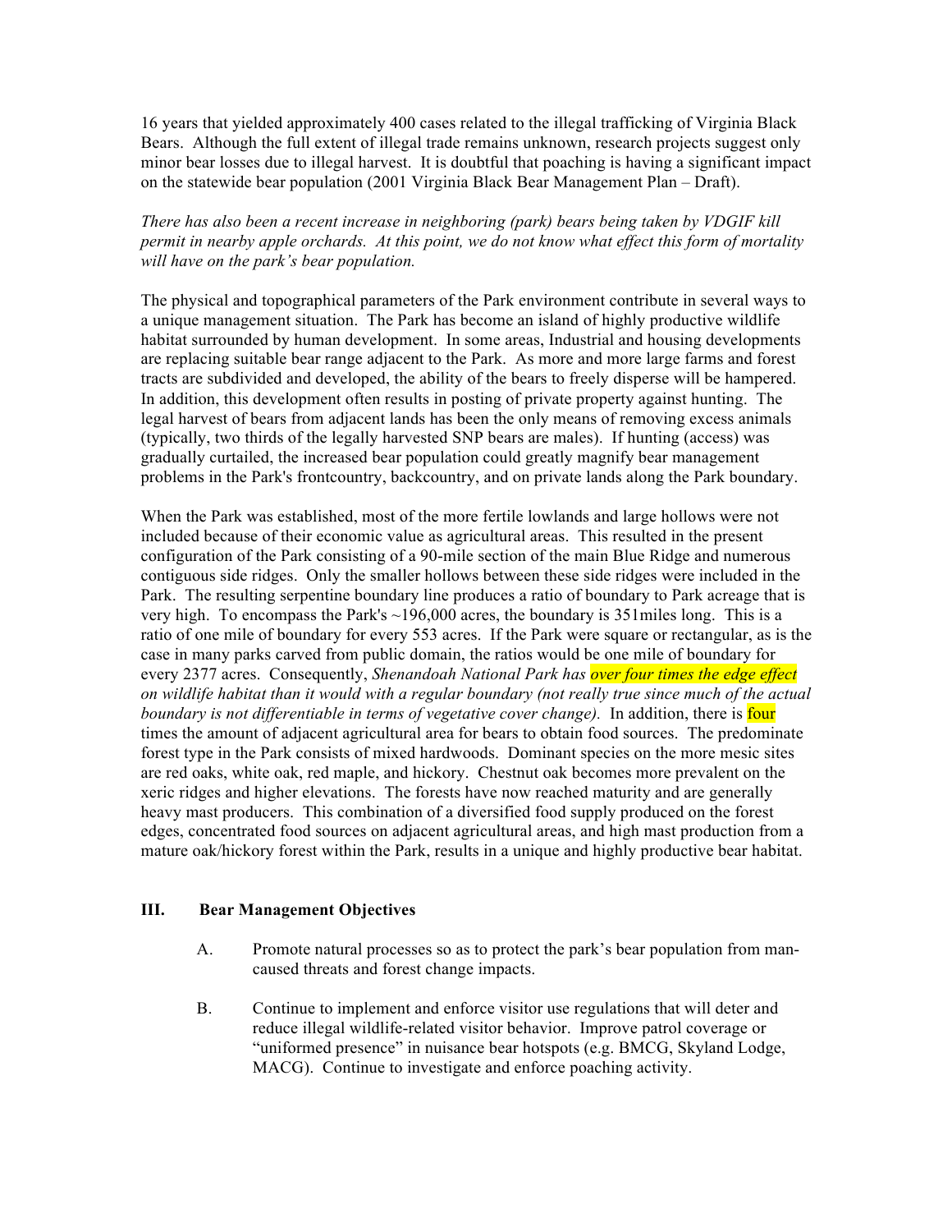16 years that yielded approximately 400 cases related to the illegal trafficking of Virginia Black Bears. Although the full extent of illegal trade remains unknown, research projects suggest only minor bear losses due to illegal harvest. It is doubtful that poaching is having a significant impact on the statewide bear population (2001 Virginia Black Bear Management Plan – Draft).

*There has also been a recent increase in neighboring (park) bears being taken by VDGIF kill permit in nearby apple orchards. At this point, we do not know what effect this form of mortality will have on the park's bear population.*

The physical and topographical parameters of the Park environment contribute in several ways to a unique management situation. The Park has become an island of highly productive wildlife habitat surrounded by human development. In some areas, Industrial and housing developments are replacing suitable bear range adjacent to the Park. As more and more large farms and forest tracts are subdivided and developed, the ability of the bears to freely disperse will be hampered. In addition, this development often results in posting of private property against hunting. The legal harvest of bears from adjacent lands has been the only means of removing excess animals (typically, two thirds of the legally harvested SNP bears are males). If hunting (access) was gradually curtailed, the increased bear population could greatly magnify bear management problems in the Park's frontcountry, backcountry, and on private lands along the Park boundary.

When the Park was established, most of the more fertile lowlands and large hollows were not included because of their economic value as agricultural areas. This resulted in the present configuration of the Park consisting of a 90-mile section of the main Blue Ridge and numerous contiguous side ridges. Only the smaller hollows between these side ridges were included in the Park. The resulting serpentine boundary line produces a ratio of boundary to Park acreage that is very high. To encompass the Park's ~196,000 acres, the boundary is 351miles long. This is a ratio of one mile of boundary for every 553 acres. If the Park were square or rectangular, as is the case in many parks carved from public domain, the ratios would be one mile of boundary for every 2377 acres. Consequently, *Shenandoah National Park has over four times the edge effect on wildlife habitat than it would with a regular boundary (not really true since much of the actual boundary is not differentiable in terms of vegetative cover change).* In addition, there is four times the amount of adjacent agricultural area for bears to obtain food sources. The predominate forest type in the Park consists of mixed hardwoods. Dominant species on the more mesic sites are red oaks, white oak, red maple, and hickory. Chestnut oak becomes more prevalent on the xeric ridges and higher elevations. The forests have now reached maturity and are generally heavy mast producers. This combination of a diversified food supply produced on the forest edges, concentrated food sources on adjacent agricultural areas, and high mast production from a mature oak/hickory forest within the Park, results in a unique and highly productive bear habitat.

## III. Bear Management Objectives

A. Promote natural processes so as to protect the park's bear population from man-caused threats and forest change impacts.

B. Continue to implement and enforce visitor use regulations that will deter and reduce illegal wildlife-related visitor behavior. Improve patrol coverage or "uniformed presence" in nuisance bear hotspots (e.g. BMCG, Skyland Lodge, MACG). Continue to investigate and enforce poaching activity.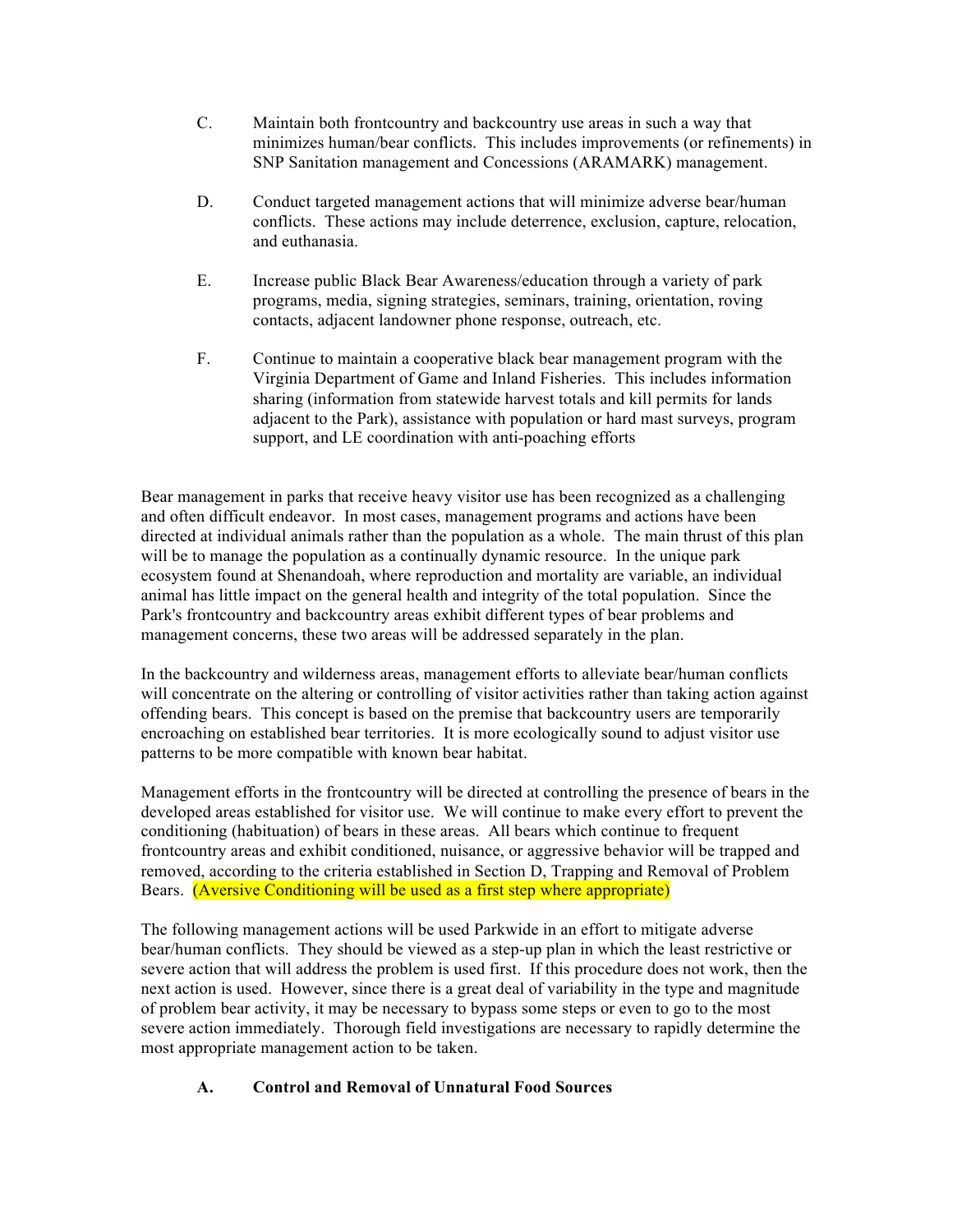C. Maintain both frontcountry and backcountry use areas in such a way that minimizes human/bear conflicts. This includes improvements (or refinements) in SNP Sanitation management and Concessions (ARAMARK) management.

D. Conduct targeted management actions that will minimize adverse bear/human conflicts. These actions may include deterrence, exclusion, capture, relocation, and euthanasia.

E. Increase public Black Bear Awareness/education through a variety of park programs, media, signing strategies, seminars, training, orientation, roving contacts, adjacent landowner phone response, outreach, etc.

F. Continue to maintain a cooperative black bear management program with the Virginia Department of Game and Inland Fisheries. This includes information sharing (information from statewide harvest totals and kill permits for lands adjacent to the Park), assistance with population or hard mast surveys, program support, and LE coordination with anti-poaching efforts

Bear management in parks that receive heavy visitor use has been recognized as a challenging and often difficult endeavor. In most cases, management programs and actions have been directed at individual animals rather than the population as a whole. The main thrust of this plan will be to manage the population as a continually dynamic resource. In the unique park ecosystem found at Shenandoah, where reproduction and mortality are variable, an individual animal has little impact on the general health and integrity of the total population. Since the Park's frontcountry and backcountry areas exhibit different types of bear problems and management concerns, these two areas will be addressed separately in the plan.

In the backcountry and wilderness areas, management efforts to alleviate bear/human conflicts will concentrate on the altering or controlling of visitor activities rather than taking action against offending bears. This concept is based on the premise that backcountry users are temporarily encroaching on established bear territories. It is more ecologically sound to adjust visitor use patterns to be more compatible with known bear habitat.

Management efforts in the frontcountry will be directed at controlling the presence of bears in the developed areas established for visitor use. We will continue to make every effort to prevent the conditioning (habituation) of bears in these areas. All bears which continue to frequent frontcountry areas and exhibit conditioned, nuisance, or aggressive behavior will be trapped and removed, according to the criteria established in Section D, Trapping and Removal of Problem Bears. (Aversive Conditioning will be used as a first step where appropriate)

The following management actions will be used Parkwide in an effort to mitigate adverse bear/human conflicts. They should be viewed as a step-up plan in which the least restrictive or severe action that will address the problem is used first. If this procedure does not work, then the next action is used. However, since there is a great deal of variability in the type and magnitude of problem bear activity, it may be necessary to bypass some steps or even to go to the most severe action immediately. Thorough field investigations are necessary to rapidly determine the most appropriate management action to be taken.

**A. Control and Removal of Unnatural Food Sources**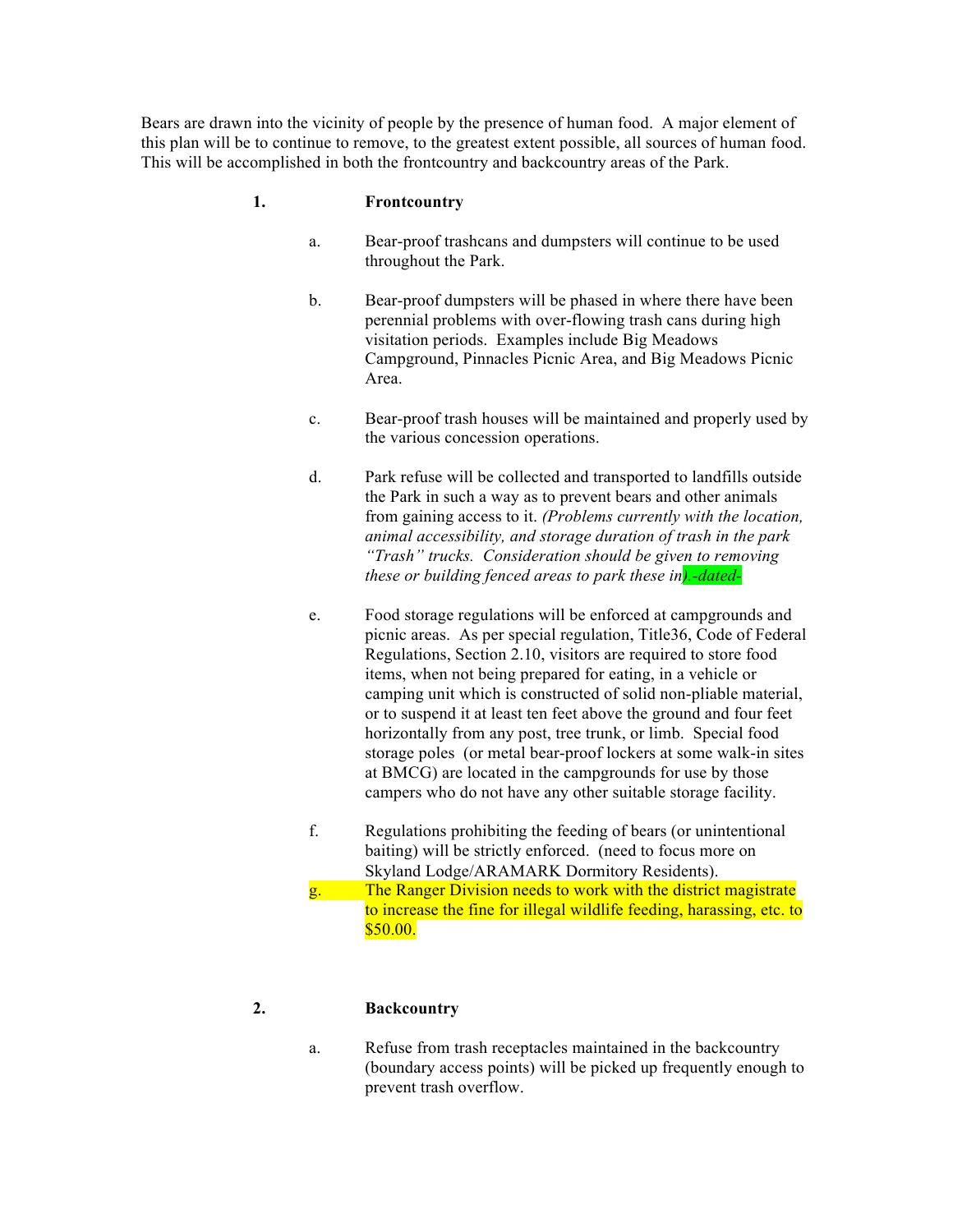Bears are drawn into the vicinity of people by the presence of human food. A major element of this plan will be to continue to remove, to the greatest extent possible, all sources of human food. This will be accomplished in both the frontcountry and backcountry areas of the Park.

1. **Frontcountry**

   a. Bear-proof trashcans and dumpsters will continue to be used throughout the Park.

   b. Bear-proof dumpsters will be phased in where there have been perennial problems with over-flowing trash cans during high visitation periods. Examples include Big Meadows Campground, Pinnacles Picnic Area, and Big Meadows Picnic Area.

   c. Bear-proof trash houses will be maintained and properly used by the various concession operations.

   d. Park refuse will be collected and transported to landfills outside the Park in such a way as to prevent bears and other animals from gaining access to it. *(Problems currently with the location, animal accessibility, and storage duration of trash in the park "Trash" trucks. Consideration should be given to removing these or building fenced areas to park these in).-dated-*

   e. Food storage regulations will be enforced at campgrounds and picnic areas. As per special regulation, Title36, Code of Federal Regulations, Section 2.10, visitors are required to store food items, when not being prepared for eating, in a vehicle or camping unit which is constructed of solid non-pliable material, or to suspend it at least ten feet above the ground and four feet horizontally from any post, tree trunk, or limb. Special food storage poles (or metal bear-proof lockers at some walk-in sites at BMCG) are located in the campgrounds for use by those campers who do not have any other suitable storage facility.

   f. Regulations prohibiting the feeding of bears (or unintentional baiting) will be strictly enforced. (need to focus more on Skyland Lodge/ARAMARK Dormitory Residents).

   g. The Ranger Division needs to work with the district magistrate to increase the fine for illegal wildlife feeding, harassing, etc. to $50.00.

2. **Backcountry**

   a. Refuse from trash receptacles maintained in the backcountry (boundary access points) will be picked up frequently enough to prevent trash overflow.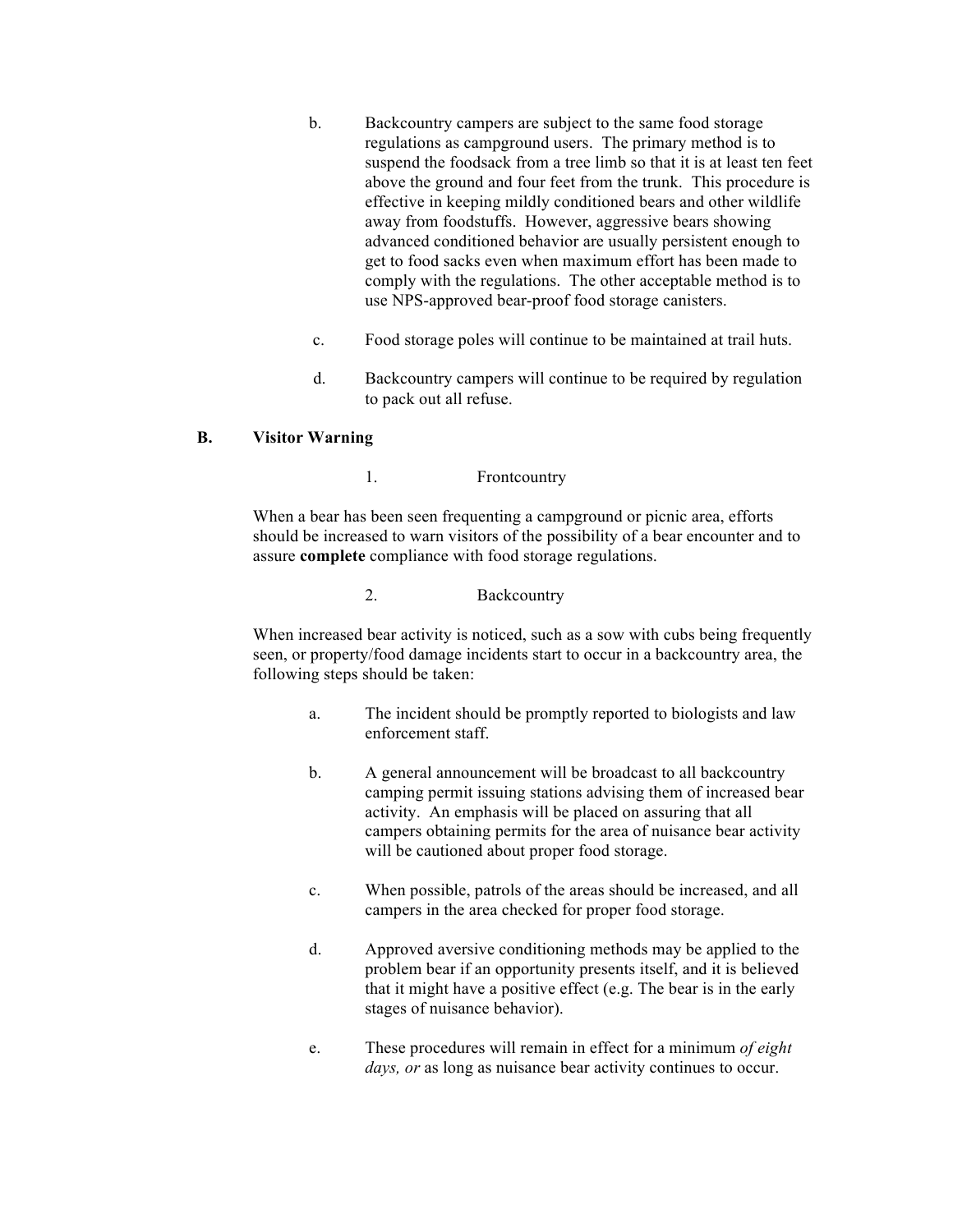b. Backcountry campers are subject to the same food storage regulations as campground users. The primary method is to suspend the foodsack from a tree limb so that it is at least ten feet above the ground and four feet from the trunk. This procedure is effective in keeping mildly conditioned bears and other wildlife away from foodstuffs. However, aggressive bears showing advanced conditioned behavior are usually persistent enough to get to food sacks even when maximum effort has been made to comply with the regulations. The other acceptable method is to use NPS-approved bear-proof food storage canisters.

c. Food storage poles will continue to be maintained at trail huts.

d. Backcountry campers will continue to be required by regulation to pack out all refuse.

## B. Visitor Warning

1. Frontcountry

When a bear has been seen frequenting a campground or picnic area, efforts should be increased to warn visitors of the possibility of a bear encounter and to assure **complete** compliance with food storage regulations.

2. Backcountry

When increased bear activity is noticed, such as a sow with cubs being frequently seen, or property/food damage incidents start to occur in a backcountry area, the following steps should be taken:

a. The incident should be promptly reported to biologists and law enforcement staff.

b. A general announcement will be broadcast to all backcountry camping permit issuing stations advising them of increased bear activity. An emphasis will be placed on assuring that all campers obtaining permits for the area of nuisance bear activity will be cautioned about proper food storage.

c. When possible, patrols of the areas should be increased, and all campers in the area checked for proper food storage.

d. Approved aversive conditioning methods may be applied to the problem bear if an opportunity presents itself, and it is believed that it might have a positive effect (e.g. The bear is in the early stages of nuisance behavior).

e. These procedures will remain in effect for a minimum *of eight days, or* as long as nuisance bear activity continues to occur.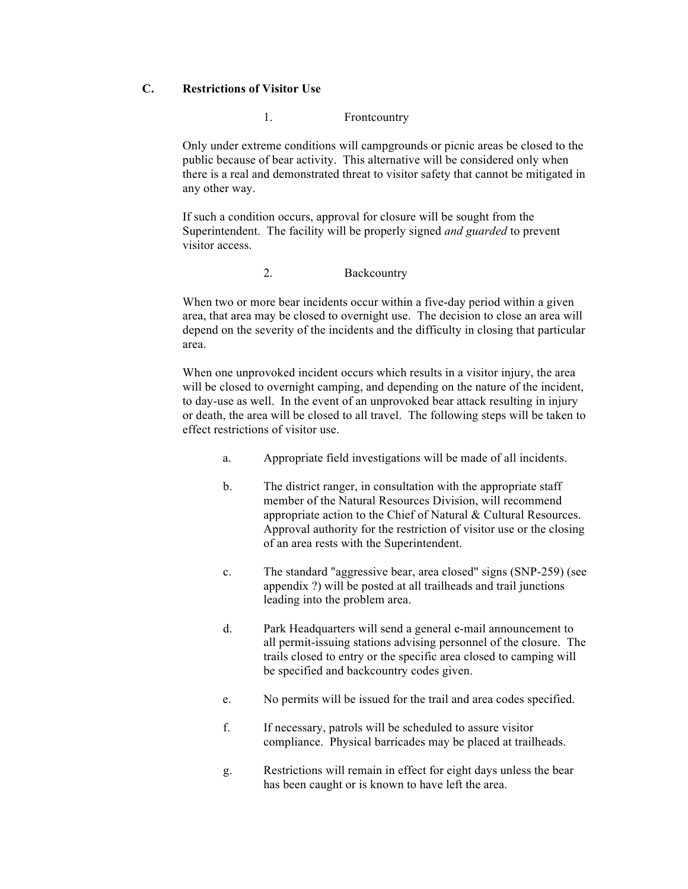## C. Restrictions of Visitor Use

### 1. Frontcountry

Only under extreme conditions will campgrounds or picnic areas be closed to the public because of bear activity. This alternative will be considered only when there is a real and demonstrated threat to visitor safety that cannot be mitigated in any other way.

If such a condition occurs, approval for closure will be sought from the Superintendent. The facility will be properly signed *and guarded* to prevent visitor access.

### 2. Backcountry

When two or more bear incidents occur within a five-day period within a given area, that area may be closed to overnight use. The decision to close an area will depend on the severity of the incidents and the difficulty in closing that particular area.

When one unprovoked incident occurs which results in a visitor injury, the area will be closed to overnight camping, and depending on the nature of the incident, to day-use as well. In the event of an unprovoked bear attack resulting in injury or death, the area will be closed to all travel. The following steps will be taken to effect restrictions of visitor use.

a. Appropriate field investigations will be made of all incidents.

b. The district ranger, in consultation with the appropriate staff member of the Natural Resources Division, will recommend appropriate action to the Chief of Natural & Cultural Resources. Approval authority for the restriction of visitor use or the closing of an area rests with the Superintendent.

c. The standard "aggressive bear, area closed" signs (SNP-259) (see appendix ?) will be posted at all trailheads and trail junctions leading into the problem area.

d. Park Headquarters will send a general e-mail announcement to all permit-issuing stations advising personnel of the closure. The trails closed to entry or the specific area closed to camping will be specified and backcountry codes given.

e. No permits will be issued for the trail and area codes specified.

f. If necessary, patrols will be scheduled to assure visitor compliance. Physical barricades may be placed at trailheads.

g. Restrictions will remain in effect for eight days unless the bear has been caught or is known to have left the area.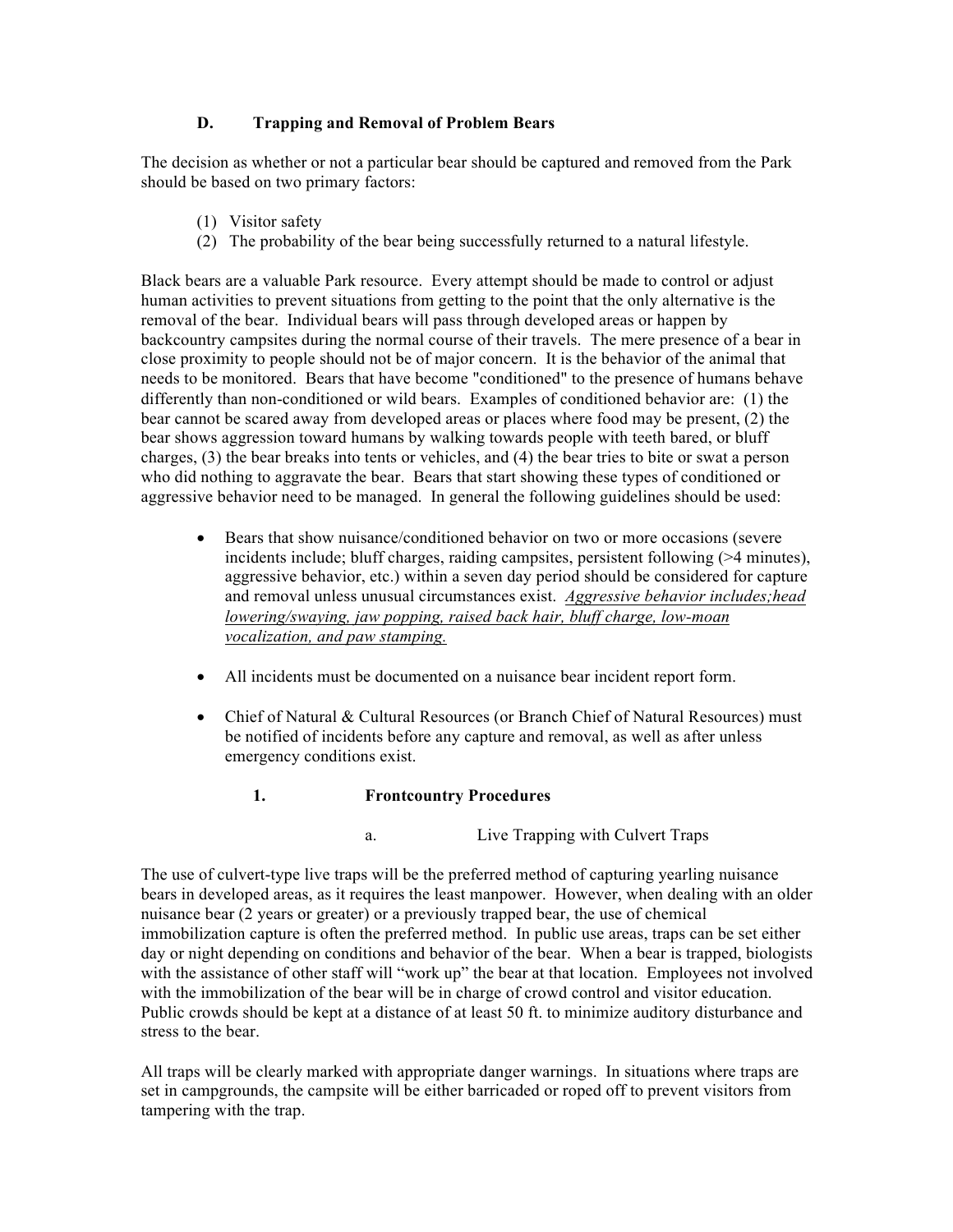### D. Trapping and Removal of Problem Bears

The decision as whether or not a particular bear should be captured and removed from the Park should be based on two primary factors:

(1) Visitor safety
(2) The probability of the bear being successfully returned to a natural lifestyle.

Black bears are a valuable Park resource. Every attempt should be made to control or adjust human activities to prevent situations from getting to the point that the only alternative is the removal of the bear. Individual bears will pass through developed areas or happen by backcountry campsites during the normal course of their travels. The mere presence of a bear in close proximity to people should not be of major concern. It is the behavior of the animal that needs to be monitored. Bears that have become "conditioned" to the presence of humans behave differently than non-conditioned or wild bears. Examples of conditioned behavior are: (1) the bear cannot be scared away from developed areas or places where food may be present, (2) the bear shows aggression toward humans by walking towards people with teeth bared, or bluff charges, (3) the bear breaks into tents or vehicles, and (4) the bear tries to bite or swat a person who did nothing to aggravate the bear. Bears that start showing these types of conditioned or aggressive behavior need to be managed. In general the following guidelines should be used:

- Bears that show nuisance/conditioned behavior on two or more occasions (severe incidents include; bluff charges, raiding campsites, persistent following (>4 minutes), aggressive behavior, etc.) within a seven day period should be considered for capture and removal unless unusual circumstances exist. *Aggressive behavior includes;head lowering/swaying, jaw popping, raised back hair, bluff charge, low-moan vocalization, and paw stamping.*

- All incidents must be documented on a nuisance bear incident report form.

- Chief of Natural & Cultural Resources (or Branch Chief of Natural Resources) must be notified of incidents before any capture and removal, as well as after unless emergency conditions exist.

#### 1. Frontcountry Procedures

##### a. Live Trapping with Culvert Traps

The use of culvert-type live traps will be the preferred method of capturing yearling nuisance bears in developed areas, as it requires the least manpower. However, when dealing with an older nuisance bear (2 years or greater) or a previously trapped bear, the use of chemical immobilization capture is often the preferred method. In public use areas, traps can be set either day or night depending on conditions and behavior of the bear. When a bear is trapped, biologists with the assistance of other staff will "work up" the bear at that location. Employees not involved with the immobilization of the bear will be in charge of crowd control and visitor education. Public crowds should be kept at a distance of at least 50 ft. to minimize auditory disturbance and stress to the bear.

All traps will be clearly marked with appropriate danger warnings. In situations where traps are set in campgrounds, the campsite will be either barricaded or roped off to prevent visitors from tampering with the trap.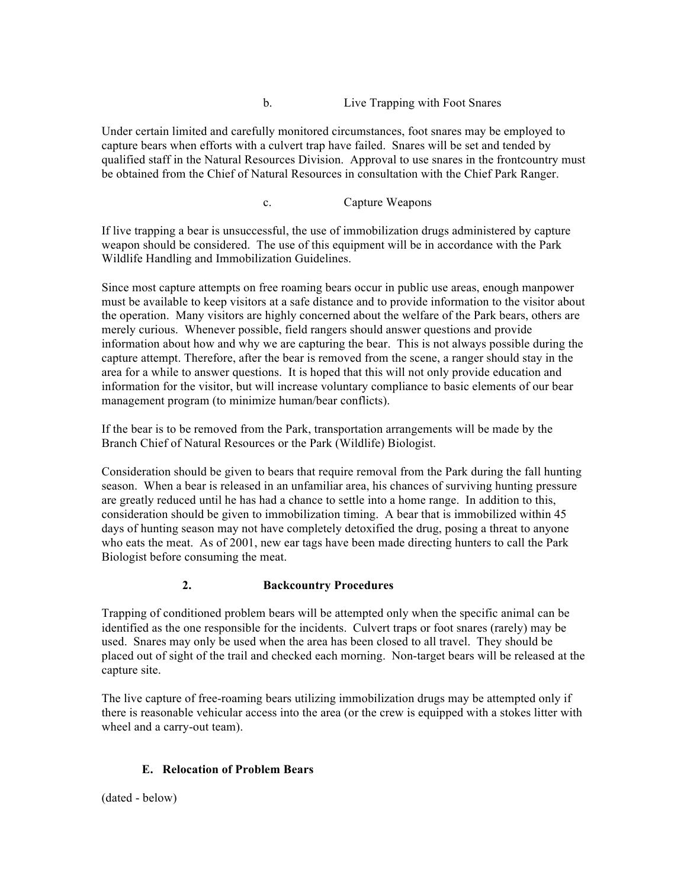#### b. Live Trapping with Foot Snares

Under certain limited and carefully monitored circumstances, foot snares may be employed to capture bears when efforts with a culvert trap have failed. Snares will be set and tended by qualified staff in the Natural Resources Division. Approval to use snares in the frontcountry must be obtained from the Chief of Natural Resources in consultation with the Chief Park Ranger.

#### c. Capture Weapons

If live trapping a bear is unsuccessful, the use of immobilization drugs administered by capture weapon should be considered. The use of this equipment will be in accordance with the Park Wildlife Handling and Immobilization Guidelines.

Since most capture attempts on free roaming bears occur in public use areas, enough manpower must be available to keep visitors at a safe distance and to provide information to the visitor about the operation. Many visitors are highly concerned about the welfare of the Park bears, others are merely curious. Whenever possible, field rangers should answer questions and provide information about how and why we are capturing the bear. This is not always possible during the capture attempt. Therefore, after the bear is removed from the scene, a ranger should stay in the area for a while to answer questions. It is hoped that this will not only provide education and information for the visitor, but will increase voluntary compliance to basic elements of our bear management program (to minimize human/bear conflicts).

If the bear is to be removed from the Park, transportation arrangements will be made by the Branch Chief of Natural Resources or the Park (Wildlife) Biologist.

Consideration should be given to bears that require removal from the Park during the fall hunting season. When a bear is released in an unfamiliar area, his chances of surviving hunting pressure are greatly reduced until he has had a chance to settle into a home range. In addition to this, consideration should be given to immobilization timing. A bear that is immobilized within 45 days of hunting season may not have completely detoxified the drug, posing a threat to anyone who eats the meat. As of 2001, new ear tags have been made directing hunters to call the Park Biologist before consuming the meat.

### 2. Backcountry Procedures

Trapping of conditioned problem bears will be attempted only when the specific animal can be identified as the one responsible for the incidents. Culvert traps or foot snares (rarely) may be used. Snares may only be used when the area has been closed to all travel. They should be placed out of sight of the trail and checked each morning. Non-target bears will be released at the capture site.

The live capture of free-roaming bears utilizing immobilization drugs may be attempted only if there is reasonable vehicular access into the area (or the crew is equipped with a stokes litter with wheel and a carry-out team).

## E. Relocation of Problem Bears

(dated - below)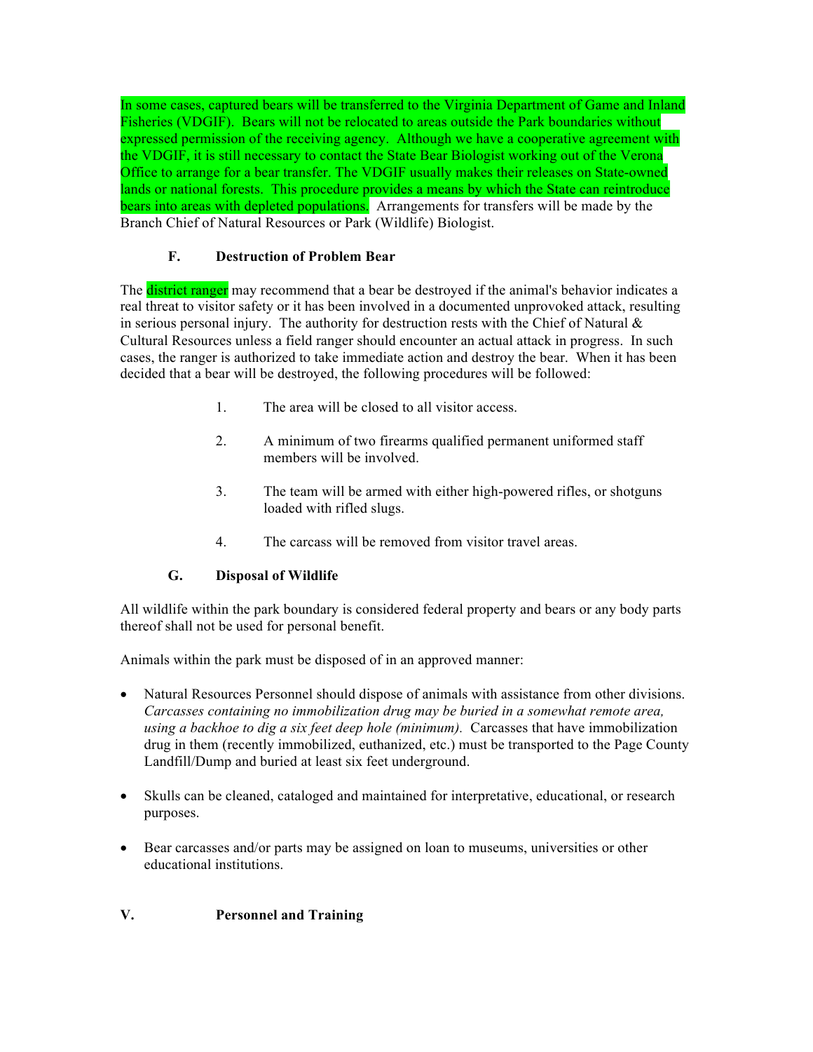In some cases, captured bears will be transferred to the Virginia Department of Game and Inland Fisheries (VDGIF). Bears will not be relocated to areas outside the Park boundaries without expressed permission of the receiving agency. Although we have a cooperative agreement with the VDGIF, it is still necessary to contact the State Bear Biologist working out of the Verona Office to arrange for a bear transfer. The VDGIF usually makes their releases on State-owned lands or national forests. This procedure provides a means by which the State can reintroduce bears into areas with depleted populations. Arrangements for transfers will be made by the Branch Chief of Natural Resources or Park (Wildlife) Biologist.

### F. Destruction of Problem Bear

The district ranger may recommend that a bear be destroyed if the animal's behavior indicates a real threat to visitor safety or it has been involved in a documented unprovoked attack, resulting in serious personal injury. The authority for destruction rests with the Chief of Natural & Cultural Resources unless a field ranger should encounter an actual attack in progress. In such cases, the ranger is authorized to take immediate action and destroy the bear. When it has been decided that a bear will be destroyed, the following procedures will be followed:

1. The area will be closed to all visitor access.
2. A minimum of two firearms qualified permanent uniformed staff members will be involved.
3. The team will be armed with either high-powered rifles, or shotguns loaded with rifled slugs.
4. The carcass will be removed from visitor travel areas.

### G. Disposal of Wildlife

All wildlife within the park boundary is considered federal property and bears or any body parts thereof shall not be used for personal benefit.

Animals within the park must be disposed of in an approved manner:

- Natural Resources Personnel should dispose of animals with assistance from other divisions. *Carcasses containing no immobilization drug may be buried in a somewhat remote area, using a backhoe to dig a six feet deep hole (minimum).* Carcasses that have immobilization drug in them (recently immobilized, euthanized, etc.) must be transported to the Page County Landfill/Dump and buried at least six feet underground.
- Skulls can be cleaned, cataloged and maintained for interpretative, educational, or research purposes.
- Bear carcasses and/or parts may be assigned on loan to museums, universities or other educational institutions.

## V. Personnel and Training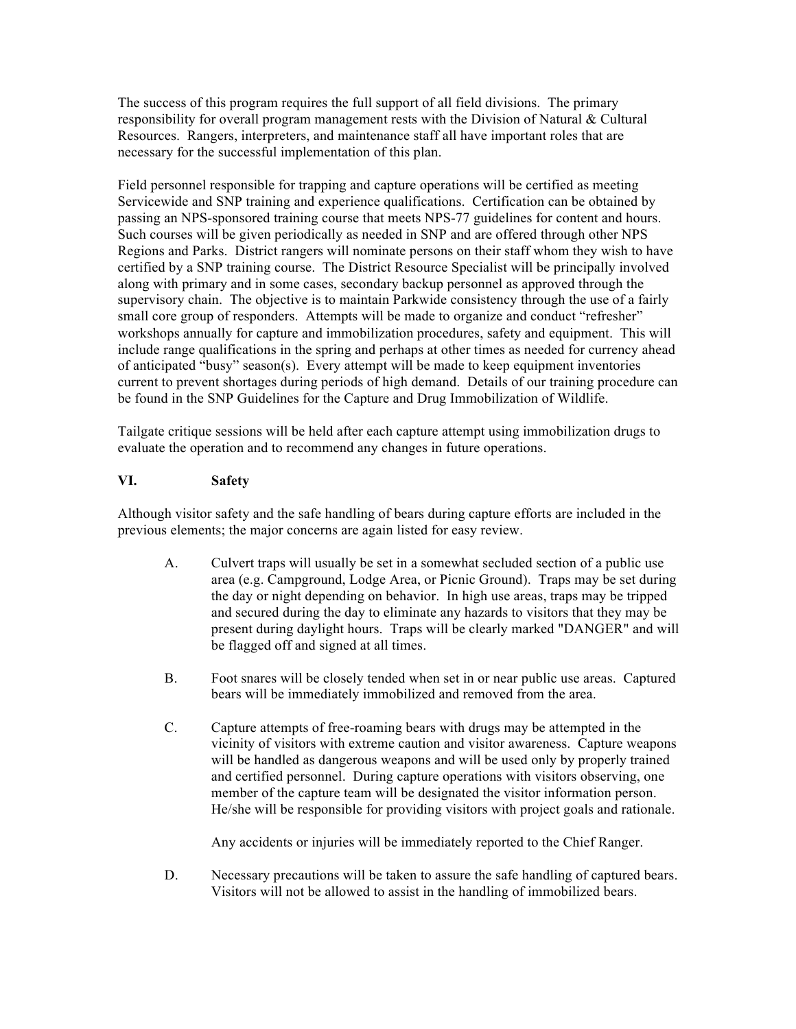The success of this program requires the full support of all field divisions. The primary responsibility for overall program management rests with the Division of Natural & Cultural Resources. Rangers, interpreters, and maintenance staff all have important roles that are necessary for the successful implementation of this plan.

Field personnel responsible for trapping and capture operations will be certified as meeting Servicewide and SNP training and experience qualifications. Certification can be obtained by passing an NPS-sponsored training course that meets NPS-77 guidelines for content and hours. Such courses will be given periodically as needed in SNP and are offered through other NPS Regions and Parks. District rangers will nominate persons on their staff whom they wish to have certified by a SNP training course. The District Resource Specialist will be principally involved along with primary and in some cases, secondary backup personnel as approved through the supervisory chain. The objective is to maintain Parkwide consistency through the use of a fairly small core group of responders. Attempts will be made to organize and conduct "refresher" workshops annually for capture and immobilization procedures, safety and equipment. This will include range qualifications in the spring and perhaps at other times as needed for currency ahead of anticipated "busy" season(s). Every attempt will be made to keep equipment inventories current to prevent shortages during periods of high demand. Details of our training procedure can be found in the SNP Guidelines for the Capture and Drug Immobilization of Wildlife.

Tailgate critique sessions will be held after each capture attempt using immobilization drugs to evaluate the operation and to recommend any changes in future operations.

## VI. Safety

Although visitor safety and the safe handling of bears during capture efforts are included in the previous elements; the major concerns are again listed for easy review.

A. Culvert traps will usually be set in a somewhat secluded section of a public use area (e.g. Campground, Lodge Area, or Picnic Ground). Traps may be set during the day or night depending on behavior. In high use areas, traps may be tripped and secured during the day to eliminate any hazards to visitors that they may be present during daylight hours. Traps will be clearly marked "DANGER" and will be flagged off and signed at all times.

B. Foot snares will be closely tended when set in or near public use areas. Captured bears will be immediately immobilized and removed from the area.

C. Capture attempts of free-roaming bears with drugs may be attempted in the vicinity of visitors with extreme caution and visitor awareness. Capture weapons will be handled as dangerous weapons and will be used only by properly trained and certified personnel. During capture operations with visitors observing, one member of the capture team will be designated the visitor information person. He/she will be responsible for providing visitors with project goals and rationale.

   Any accidents or injuries will be immediately reported to the Chief Ranger.

D. Necessary precautions will be taken to assure the safe handling of captured bears. Visitors will not be allowed to assist in the handling of immobilized bears.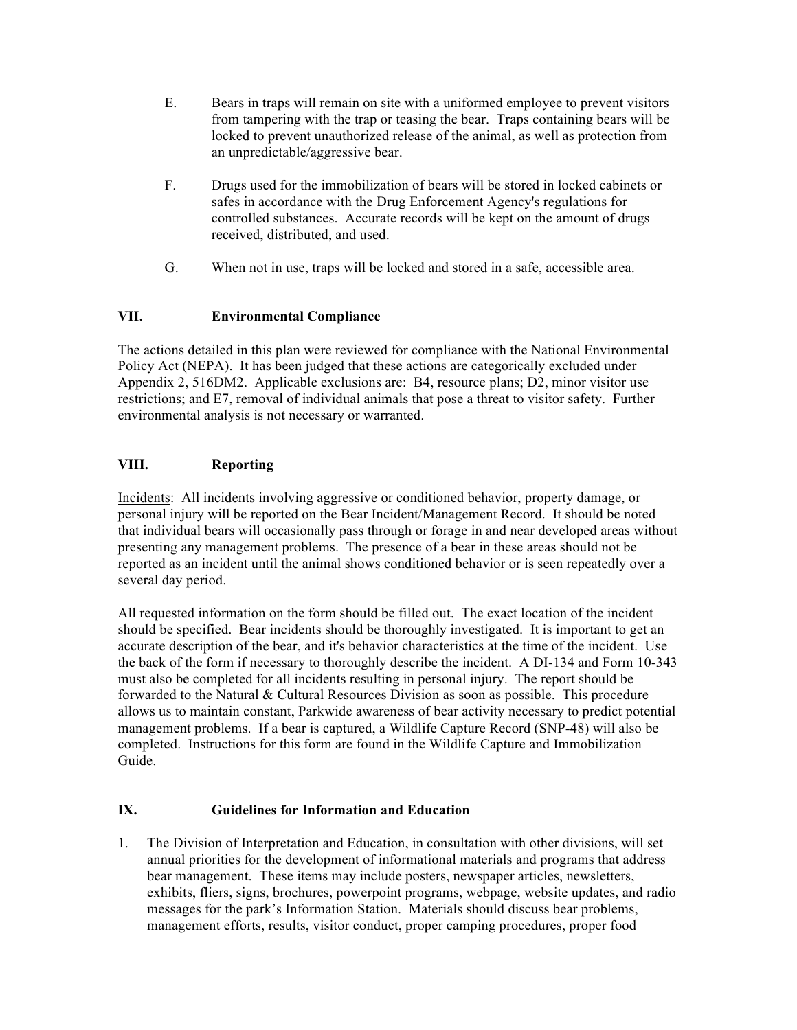E. Bears in traps will remain on site with a uniformed employee to prevent visitors from tampering with the trap or teasing the bear. Traps containing bears will be locked to prevent unauthorized release of the animal, as well as protection from an unpredictable/aggressive bear.

F. Drugs used for the immobilization of bears will be stored in locked cabinets or safes in accordance with the Drug Enforcement Agency's regulations for controlled substances. Accurate records will be kept on the amount of drugs received, distributed, and used.

G. When not in use, traps will be locked and stored in a safe, accessible area.

## VII. Environmental Compliance

The actions detailed in this plan were reviewed for compliance with the National Environmental Policy Act (NEPA). It has been judged that these actions are categorically excluded under Appendix 2, 516DM2. Applicable exclusions are: B4, resource plans; D2, minor visitor use restrictions; and E7, removal of individual animals that pose a threat to visitor safety. Further environmental analysis is not necessary or warranted.

## VIII. Reporting

Incidents: All incidents involving aggressive or conditioned behavior, property damage, or personal injury will be reported on the Bear Incident/Management Record. It should be noted that individual bears will occasionally pass through or forage in and near developed areas without presenting any management problems. The presence of a bear in these areas should not be reported as an incident until the animal shows conditioned behavior or is seen repeatedly over a several day period.

All requested information on the form should be filled out. The exact location of the incident should be specified. Bear incidents should be thoroughly investigated. It is important to get an accurate description of the bear, and it's behavior characteristics at the time of the incident. Use the back of the form if necessary to thoroughly describe the incident. A DI-134 and Form 10-343 must also be completed for all incidents resulting in personal injury. The report should be forwarded to the Natural & Cultural Resources Division as soon as possible. This procedure allows us to maintain constant, Parkwide awareness of bear activity necessary to predict potential management problems. If a bear is captured, a Wildlife Capture Record (SNP-48) will also be completed. Instructions for this form are found in the Wildlife Capture and Immobilization Guide.

## IX. Guidelines for Information and Education

1. The Division of Interpretation and Education, in consultation with other divisions, will set annual priorities for the development of informational materials and programs that address bear management. These items may include posters, newspaper articles, newsletters, exhibits, fliers, signs, brochures, powerpoint programs, webpage, website updates, and radio messages for the park's Information Station. Materials should discuss bear problems, management efforts, results, visitor conduct, proper camping procedures, proper food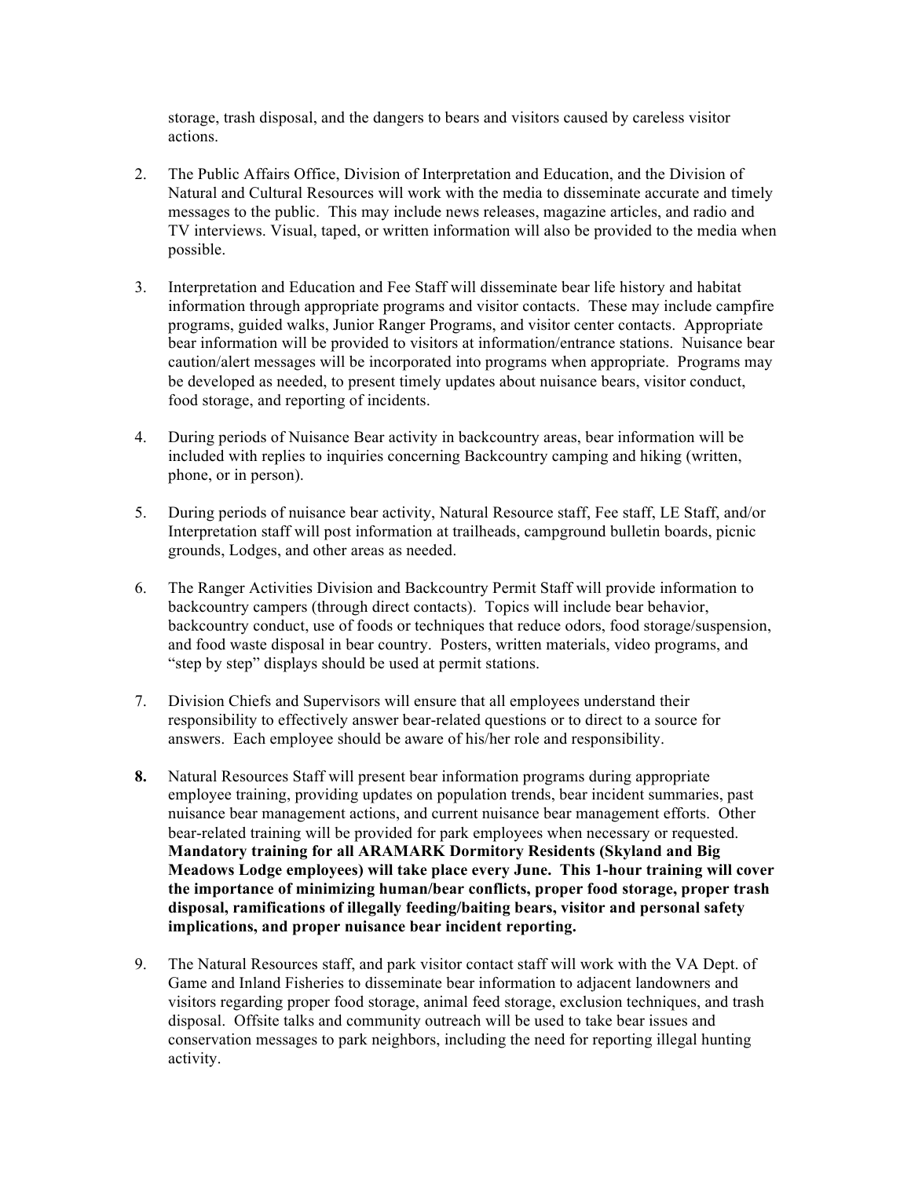storage, trash disposal, and the dangers to bears and visitors caused by careless visitor actions.

2. The Public Affairs Office, Division of Interpretation and Education, and the Division of Natural and Cultural Resources will work with the media to disseminate accurate and timely messages to the public. This may include news releases, magazine articles, and radio and TV interviews. Visual, taped, or written information will also be provided to the media when possible.

3. Interpretation and Education and Fee Staff will disseminate bear life history and habitat information through appropriate programs and visitor contacts. These may include campfire programs, guided walks, Junior Ranger Programs, and visitor center contacts. Appropriate bear information will be provided to visitors at information/entrance stations. Nuisance bear caution/alert messages will be incorporated into programs when appropriate. Programs may be developed as needed, to present timely updates about nuisance bears, visitor conduct, food storage, and reporting of incidents.

4. During periods of Nuisance Bear activity in backcountry areas, bear information will be included with replies to inquiries concerning Backcountry camping and hiking (written, phone, or in person).

5. During periods of nuisance bear activity, Natural Resource staff, Fee staff, LE Staff, and/or Interpretation staff will post information at trailheads, campground bulletin boards, picnic grounds, Lodges, and other areas as needed.

6. The Ranger Activities Division and Backcountry Permit Staff will provide information to backcountry campers (through direct contacts). Topics will include bear behavior, backcountry conduct, use of foods or techniques that reduce odors, food storage/suspension, and food waste disposal in bear country. Posters, written materials, video programs, and "step by step" displays should be used at permit stations.

7. Division Chiefs and Supervisors will ensure that all employees understand their responsibility to effectively answer bear-related questions or to direct to a source for answers. Each employee should be aware of his/her role and responsibility.

**8.** Natural Resources Staff will present bear information programs during appropriate employee training, providing updates on population trends, bear incident summaries, past nuisance bear management actions, and current nuisance bear management efforts. Other bear-related training will be provided for park employees when necessary or requested. **Mandatory training for all ARAMARK Dormitory Residents (Skyland and Big Meadows Lodge employees) will take place every June. This 1-hour training will cover the importance of minimizing human/bear conflicts, proper food storage, proper trash disposal, ramifications of illegally feeding/baiting bears, visitor and personal safety implications, and proper nuisance bear incident reporting.**

9. The Natural Resources staff, and park visitor contact staff will work with the VA Dept. of Game and Inland Fisheries to disseminate bear information to adjacent landowners and visitors regarding proper food storage, animal feed storage, exclusion techniques, and trash disposal. Offsite talks and community outreach will be used to take bear issues and conservation messages to park neighbors, including the need for reporting illegal hunting activity.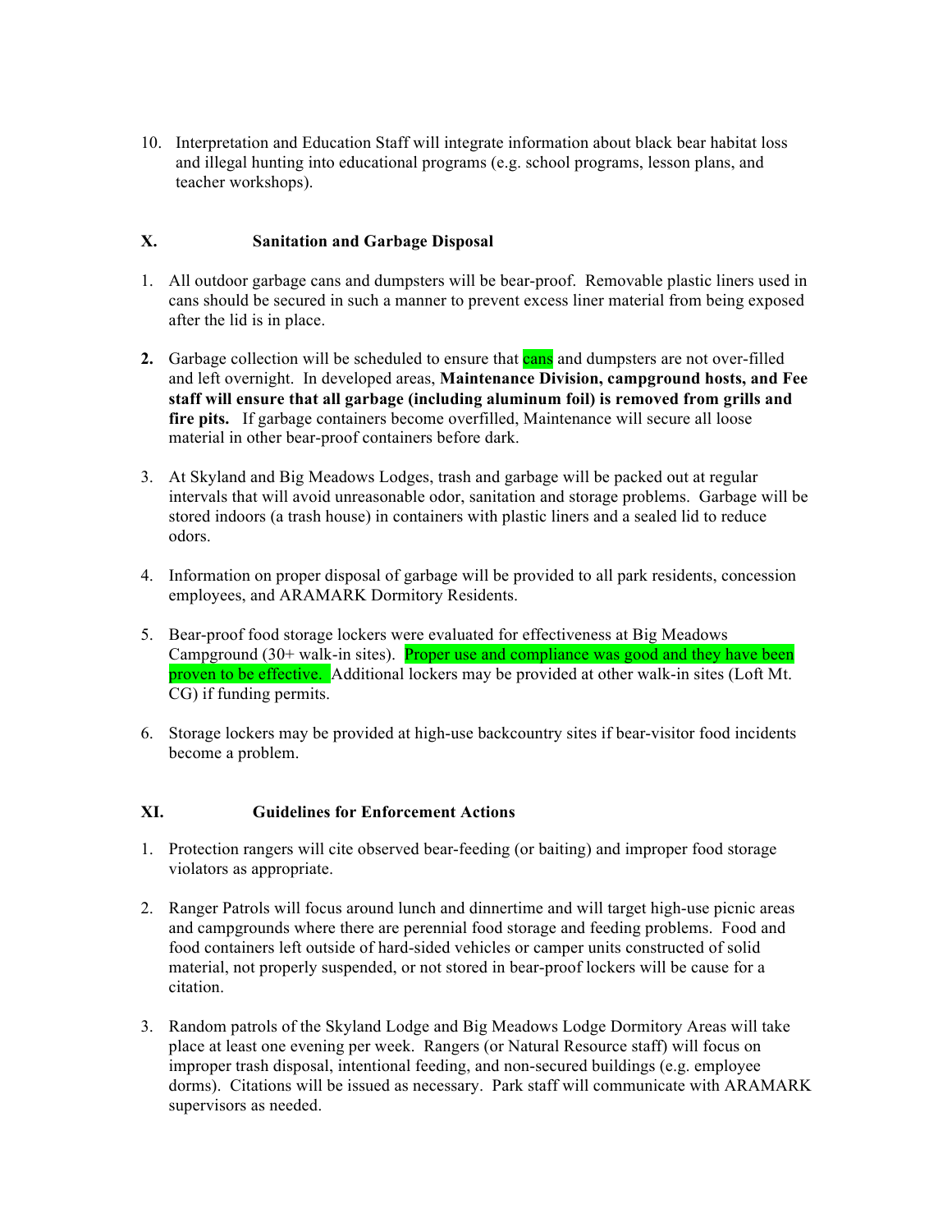10. Interpretation and Education Staff will integrate information about black bear habitat loss and illegal hunting into educational programs (e.g. school programs, lesson plans, and teacher workshops).

## X. Sanitation and Garbage Disposal

1. All outdoor garbage cans and dumpsters will be bear-proof. Removable plastic liners used in cans should be secured in such a manner to prevent excess liner material from being exposed after the lid is in place.

2. Garbage collection will be scheduled to ensure that cans and dumpsters are not over-filled and left overnight. In developed areas, **Maintenance Division, campground hosts, and Fee staff will ensure that all garbage (including aluminum foil) is removed from grills and fire pits.** If garbage containers become overfilled, Maintenance will secure all loose material in other bear-proof containers before dark.

3. At Skyland and Big Meadows Lodges, trash and garbage will be packed out at regular intervals that will avoid unreasonable odor, sanitation and storage problems. Garbage will be stored indoors (a trash house) in containers with plastic liners and a sealed lid to reduce odors.

4. Information on proper disposal of garbage will be provided to all park residents, concession employees, and ARAMARK Dormitory Residents.

5. Bear-proof food storage lockers were evaluated for effectiveness at Big Meadows Campground (30+ walk-in sites). Proper use and compliance was good and they have been proven to be effective. Additional lockers may be provided at other walk-in sites (Loft Mt. CG) if funding permits.

6. Storage lockers may be provided at high-use backcountry sites if bear-visitor food incidents become a problem.

## XI. Guidelines for Enforcement Actions

1. Protection rangers will cite observed bear-feeding (or baiting) and improper food storage violators as appropriate.

2. Ranger Patrols will focus around lunch and dinnertime and will target high-use picnic areas and campgrounds where there are perennial food storage and feeding problems. Food and food containers left outside of hard-sided vehicles or camper units constructed of solid material, not properly suspended, or not stored in bear-proof lockers will be cause for a citation.

3. Random patrols of the Skyland Lodge and Big Meadows Lodge Dormitory Areas will take place at least one evening per week. Rangers (or Natural Resource staff) will focus on improper trash disposal, intentional feeding, and non-secured buildings (e.g. employee dorms). Citations will be issued as necessary. Park staff will communicate with ARAMARK supervisors as needed.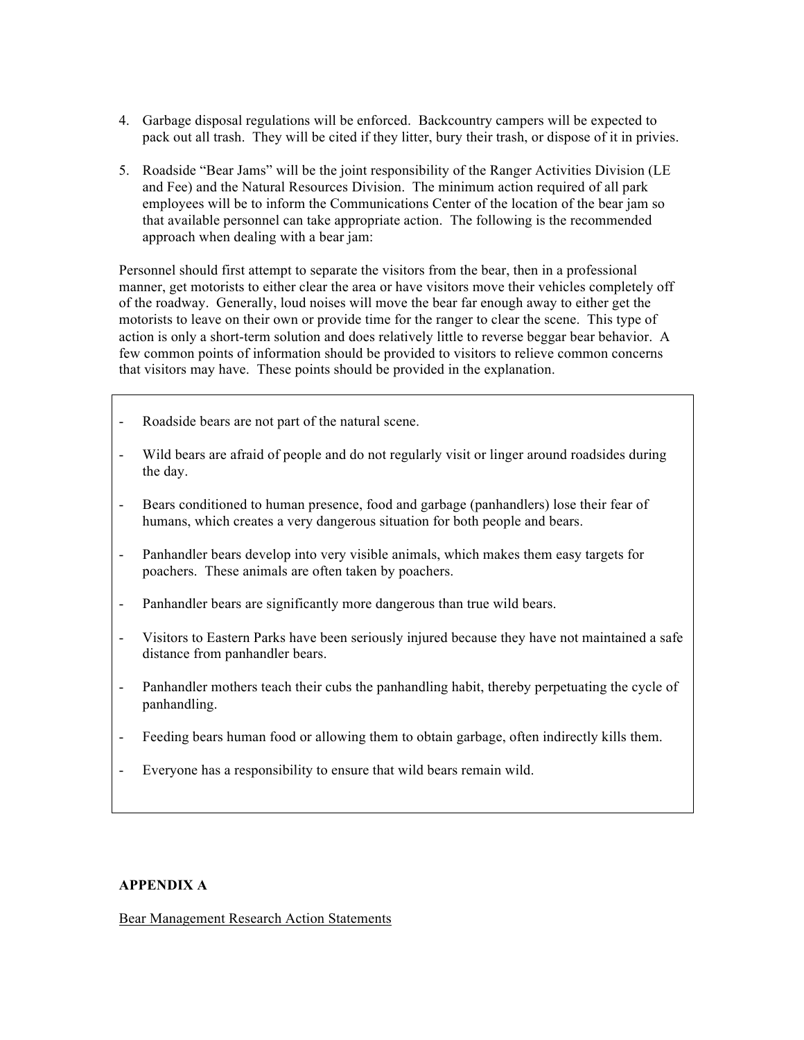4. Garbage disposal regulations will be enforced. Backcountry campers will be expected to pack out all trash. They will be cited if they litter, bury their trash, or dispose of it in privies.

5. Roadside "Bear Jams" will be the joint responsibility of the Ranger Activities Division (LE and Fee) and the Natural Resources Division. The minimum action required of all park employees will be to inform the Communications Center of the location of the bear jam so that available personnel can take appropriate action. The following is the recommended approach when dealing with a bear jam:

Personnel should first attempt to separate the visitors from the bear, then in a professional manner, get motorists to either clear the area or have visitors move their vehicles completely off of the roadway. Generally, loud noises will move the bear far enough away to either get the motorists to leave on their own or provide time for the ranger to clear the scene. This type of action is only a short-term solution and does relatively little to reverse beggar bear behavior. A few common points of information should be provided to visitors to relieve common concerns that visitors may have. These points should be provided in the explanation.

- Roadside bears are not part of the natural scene.
- Wild bears are afraid of people and do not regularly visit or linger around roadsides during the day.
- Bears conditioned to human presence, food and garbage (panhandlers) lose their fear of humans, which creates a very dangerous situation for both people and bears.
- Panhandler bears develop into very visible animals, which makes them easy targets for poachers. These animals are often taken by poachers.
- Panhandler bears are significantly more dangerous than true wild bears.
- Visitors to Eastern Parks have been seriously injured because they have not maintained a safe distance from panhandler bears.
- Panhandler mothers teach their cubs the panhandling habit, thereby perpetuating the cycle of panhandling.
- Feeding bears human food or allowing them to obtain garbage, often indirectly kills them.
- Everyone has a responsibility to ensure that wild bears remain wild.

## APPENDIX A

Bear Management Research Action Statements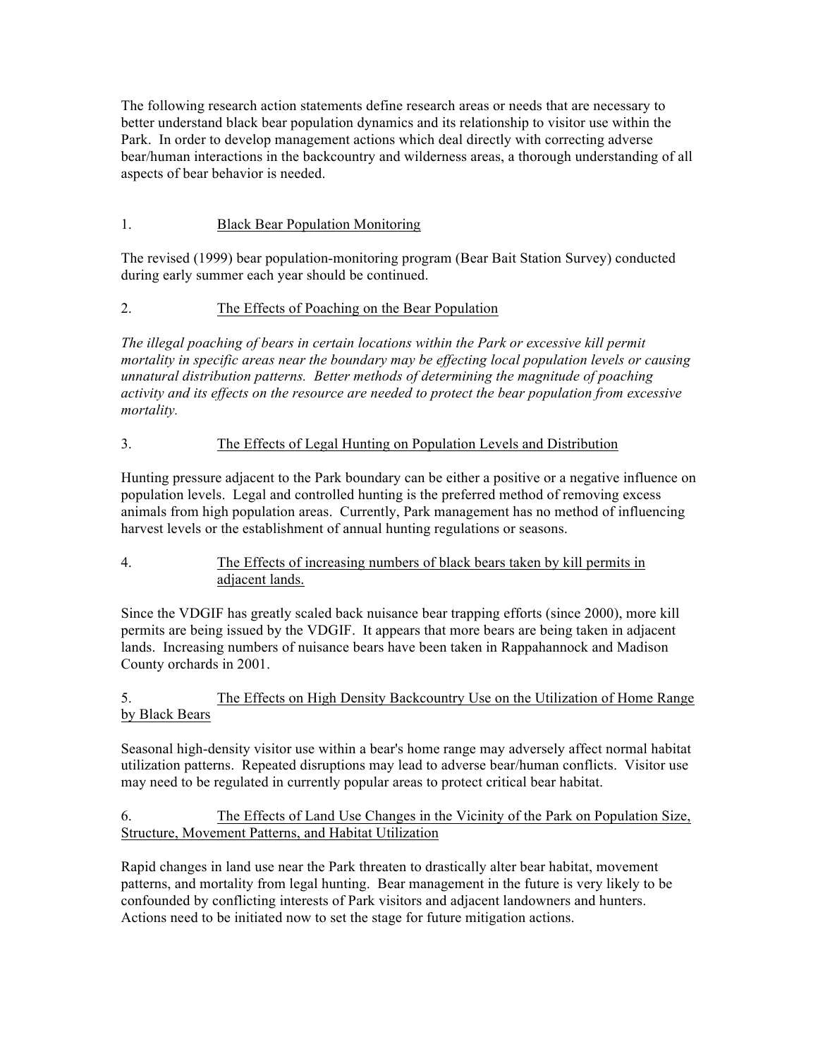The following research action statements define research areas or needs that are necessary to better understand black bear population dynamics and its relationship to visitor use within the Park. In order to develop management actions which deal directly with correcting adverse bear/human interactions in the backcountry and wilderness areas, a thorough understanding of all aspects of bear behavior is needed.

1. <u>Black Bear Population Monitoring</u>

The revised (1999) bear population-monitoring program (Bear Bait Station Survey) conducted during early summer each year should be continued.

2. <u>The Effects of Poaching on the Bear Population</u>

*The illegal poaching of bears in certain locations within the Park or excessive kill permit mortality in specific areas near the boundary may be effecting local population levels or causing unnatural distribution patterns. Better methods of determining the magnitude of poaching activity and its effects on the resource are needed to protect the bear population from excessive mortality.*

3. <u>The Effects of Legal Hunting on Population Levels and Distribution</u>

Hunting pressure adjacent to the Park boundary can be either a positive or a negative influence on population levels. Legal and controlled hunting is the preferred method of removing excess animals from high population areas. Currently, Park management has no method of influencing harvest levels or the establishment of annual hunting regulations or seasons.

4. <u>The Effects of increasing numbers of black bears taken by kill permits in adjacent lands.</u>

Since the VDGIF has greatly scaled back nuisance bear trapping efforts (since 2000), more kill permits are being issued by the VDGIF. It appears that more bears are being taken in adjacent lands. Increasing numbers of nuisance bears have been taken in Rappahannock and Madison County orchards in 2001.

5. <u>The Effects on High Density Backcountry Use on the Utilization of Home Range by Black Bears</u>

Seasonal high-density visitor use within a bear's home range may adversely affect normal habitat utilization patterns. Repeated disruptions may lead to adverse bear/human conflicts. Visitor use may need to be regulated in currently popular areas to protect critical bear habitat.

6. <u>The Effects of Land Use Changes in the Vicinity of the Park on Population Size, Structure, Movement Patterns, and Habitat Utilization</u>

Rapid changes in land use near the Park threaten to drastically alter bear habitat, movement patterns, and mortality from legal hunting. Bear management in the future is very likely to be confounded by conflicting interests of Park visitors and adjacent landowners and hunters. Actions need to be initiated now to set the stage for future mitigation actions.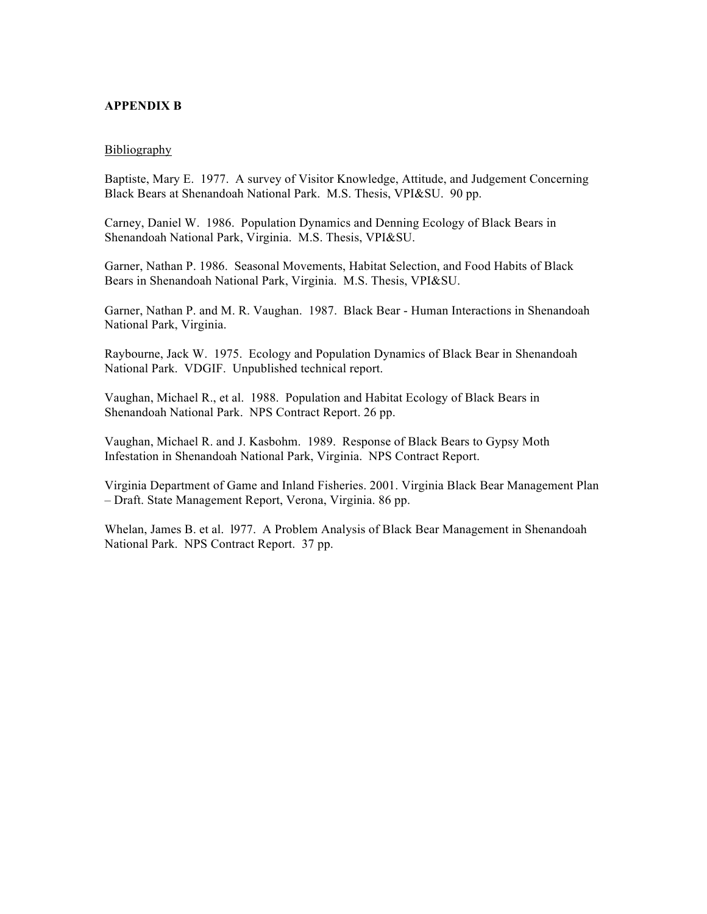**APPENDIX B**

Bibliography

Baptiste, Mary E. 1977. A survey of Visitor Knowledge, Attitude, and Judgement Concerning Black Bears at Shenandoah National Park. M.S. Thesis, VPI&SU. 90 pp.

Carney, Daniel W. 1986. Population Dynamics and Denning Ecology of Black Bears in Shenandoah National Park, Virginia. M.S. Thesis, VPI&SU.

Garner, Nathan P. 1986. Seasonal Movements, Habitat Selection, and Food Habits of Black Bears in Shenandoah National Park, Virginia. M.S. Thesis, VPI&SU.

Garner, Nathan P. and M. R. Vaughan. 1987. Black Bear - Human Interactions in Shenandoah National Park, Virginia.

Raybourne, Jack W. 1975. Ecology and Population Dynamics of Black Bear in Shenandoah National Park. VDGIF. Unpublished technical report.

Vaughan, Michael R., et al. 1988. Population and Habitat Ecology of Black Bears in Shenandoah National Park. NPS Contract Report. 26 pp.

Vaughan, Michael R. and J. Kasbohm. 1989. Response of Black Bears to Gypsy Moth Infestation in Shenandoah National Park, Virginia. NPS Contract Report.

Virginia Department of Game and Inland Fisheries. 2001. Virginia Black Bear Management Plan – Draft. State Management Report, Verona, Virginia. 86 pp.

Whelan, James B. et al. l977. A Problem Analysis of Black Bear Management in Shenandoah National Park. NPS Contract Report. 37 pp.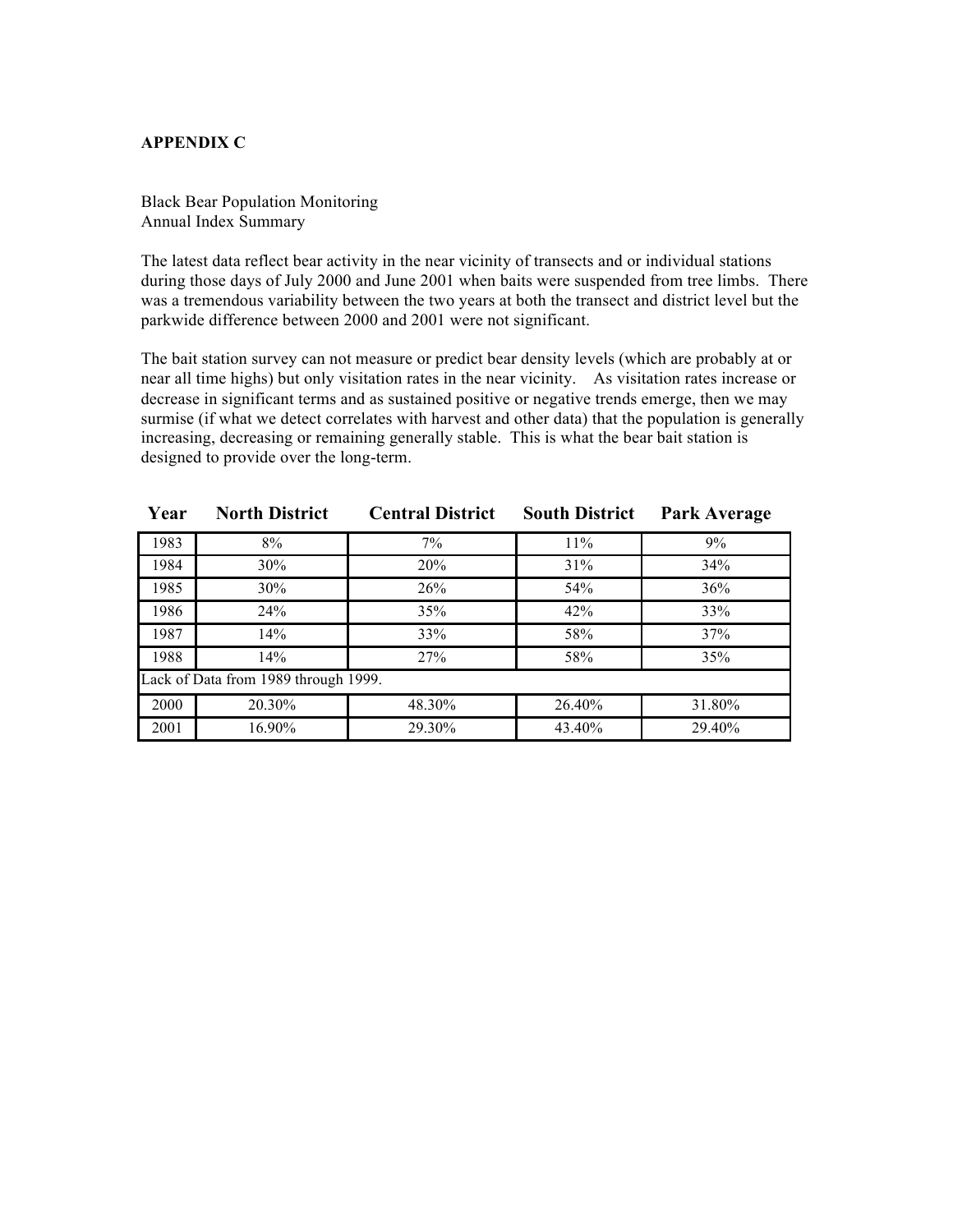**APPENDIX C**

Black Bear Population Monitoring
Annual Index Summary

The latest data reflect bear activity in the near vicinity of transects and or individual stations during those days of July 2000 and June 2001 when baits were suspended from tree limbs. There was a tremendous variability between the two years at both the transect and district level but the parkwide difference between 2000 and 2001 were not significant.

The bait station survey can not measure or predict bear density levels (which are probably at or near all time highs) but only visitation rates in the near vicinity. As visitation rates increase or decrease in significant terms and as sustained positive or negative trends emerge, then we may surmise (if what we detect correlates with harvest and other data) that the population is generally increasing, decreasing or remaining generally stable. This is what the bear bait station is designed to provide over the long-term.

| Year | North District | Central District | South District | Park Average |
|---|---|---|---|---|
| 1983 | 8% | 7% | 11% | 9% |
| 1984 | 30% | 20% | 31% | 34% |
| 1985 | 30% | 26% | 54% | 36% |
| 1986 | 24% | 35% | 42% | 33% |
| 1987 | 14% | 33% | 58% | 37% |
| 1988 | 14% | 27% | 58% | 35% |
| Lack of Data from 1989 through 1999. | | | | |
| 2000 | 20.30% | 48.30% | 26.40% | 31.80% |
| 2001 | 16.90% | 29.30% | 43.40% | 29.40% |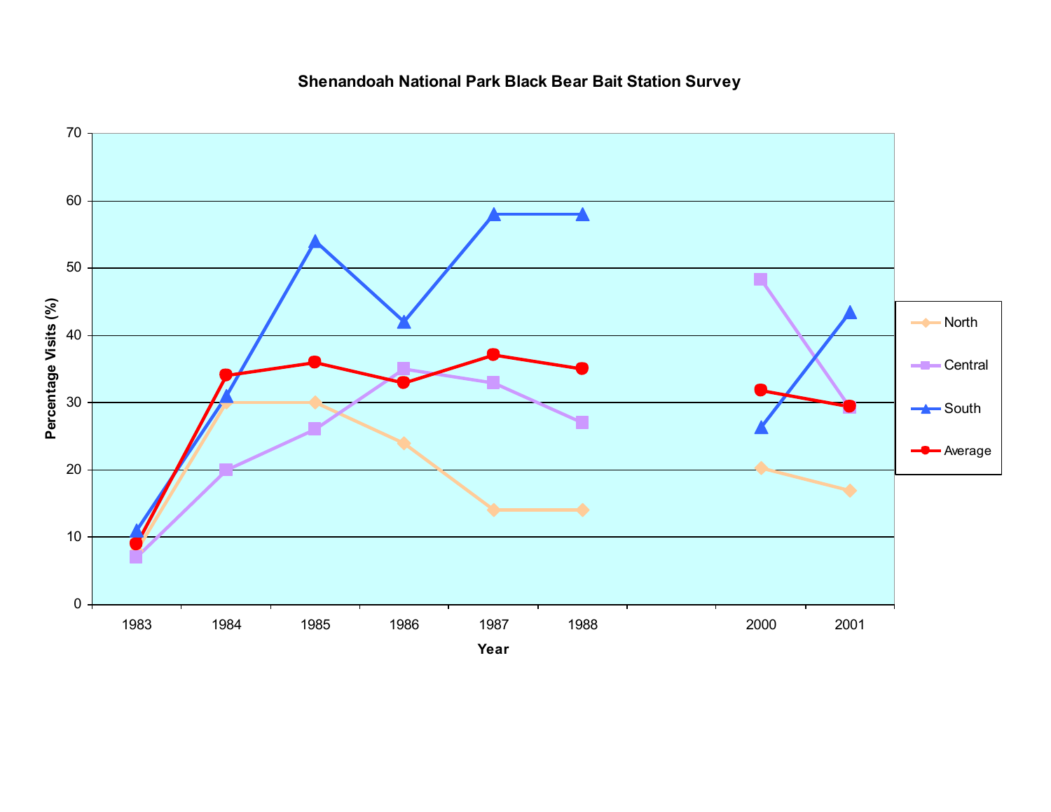**Shenandoah National Park Black Bear Bait Station Survey**

70
60
50
40
30
20
10
0

Percentage Visits (%)

1983
1984
1985
1986
1987
1988
2000
2001

Year

North
Central
South
Average